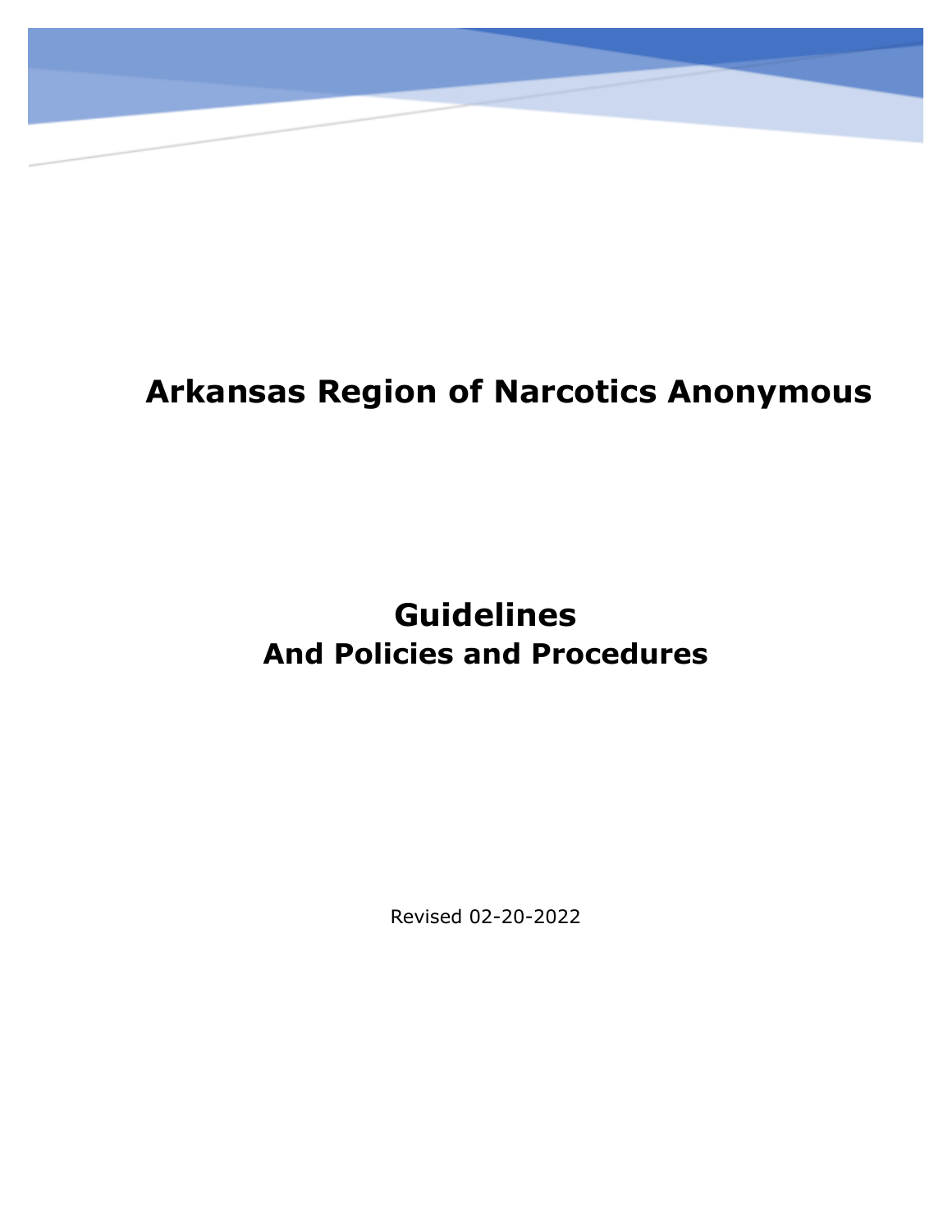# Arkansas Region of Narcotics Anonymous

## Guidelines

### And Policies and Procedures

Revised 02-20-2022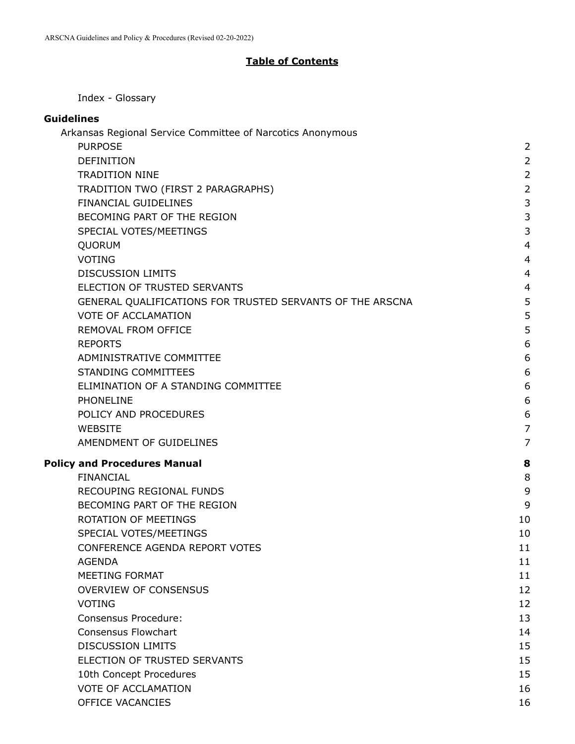## Table of Contents

Index - Glossary

**Guidelines**

Arkansas Regional Service Committee of Narcotics Anonymous

| | |
|---|---|
| PURPOSE | 2 |
| DEFINITION | 2 |
| TRADITION NINE | 2 |
| TRADITION TWO (FIRST 2 PARAGRAPHS) | 2 |
| FINANCIAL GUIDELINES | 3 |
| BECOMING PART OF THE REGION | 3 |
| SPECIAL VOTES/MEETINGS | 3 |
| QUORUM | 4 |
| VOTING | 4 |
| DISCUSSION LIMITS | 4 |
| ELECTION OF TRUSTED SERVANTS | 4 |
| GENERAL QUALIFICATIONS FOR TRUSTED SERVANTS OF THE ARSCNA | 5 |
| VOTE OF ACCLAMATION | 5 |
| REMOVAL FROM OFFICE | 5 |
| REPORTS | 6 |
| ADMINISTRATIVE COMMITTEE | 6 |
| STANDING COMMITTEES | 6 |
| ELIMINATION OF A STANDING COMMITTEE | 6 |
| PHONELINE | 6 |
| POLICY AND PROCEDURES | 6 |
| WEBSITE | 7 |
| AMENDMENT OF GUIDELINES | 7 |

| | |
|---|---|
| **Policy and Procedures Manual** | **8** |
| FINANCIAL | 8 |
| RECOUPING REGIONAL FUNDS | 9 |
| BECOMING PART OF THE REGION | 9 |
| ROTATION OF MEETINGS | 10 |
| SPECIAL VOTES/MEETINGS | 10 |
| CONFERENCE AGENDA REPORT VOTES | 11 |
| AGENDA | 11 |
| MEETING FORMAT | 11 |
| OVERVIEW OF CONSENSUS | 12 |
| VOTING | 12 |
| Consensus Procedure: | 13 |
| Consensus Flowchart | 14 |
| DISCUSSION LIMITS | 15 |
| ELECTION OF TRUSTED SERVANTS | 15 |
| 10th Concept Procedures | 15 |
| VOTE OF ACCLAMATION | 16 |
| OFFICE VACANCIES | 16 |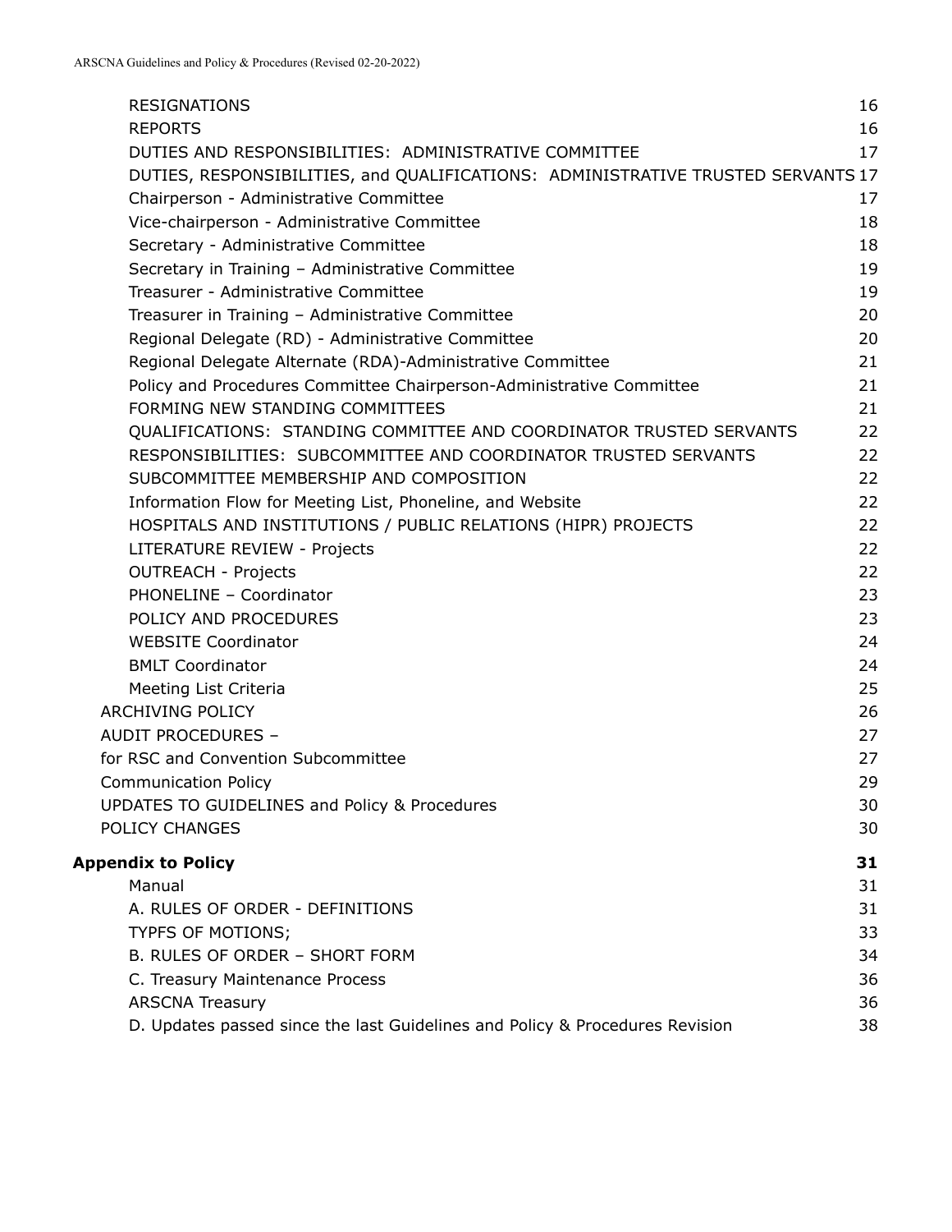RESIGNATIONS 16
REPORTS 16
DUTIES AND RESPONSIBILITIES: ADMINISTRATIVE COMMITTEE 17
DUTIES, RESPONSIBILITIES, and QUALIFICATIONS: ADMINISTRATIVE TRUSTED SERVANTS 17
Chairperson - Administrative Committee 17
Vice-chairperson - Administrative Committee 18
Secretary - Administrative Committee 18
Secretary in Training – Administrative Committee 19
Treasurer - Administrative Committee 19
Treasurer in Training – Administrative Committee 20
Regional Delegate (RD) - Administrative Committee 20
Regional Delegate Alternate (RDA)-Administrative Committee 21
Policy and Procedures Committee Chairperson-Administrative Committee 21
FORMING NEW STANDING COMMITTEES 21
QUALIFICATIONS: STANDING COMMITTEE AND COORDINATOR TRUSTED SERVANTS 22
RESPONSIBILITIES: SUBCOMMITTEE AND COORDINATOR TRUSTED SERVANTS 22
SUBCOMMITTEE MEMBERSHIP AND COMPOSITION 22
Information Flow for Meeting List, Phoneline, and Website 22
HOSPITALS AND INSTITUTIONS / PUBLIC RELATIONS (HIPR) PROJECTS 22
LITERATURE REVIEW - Projects 22
OUTREACH - Projects 22
PHONELINE – Coordinator 23
POLICY AND PROCEDURES 23
WEBSITE Coordinator 24
BMLT Coordinator 24
Meeting List Criteria 25
ARCHIVING POLICY 26
AUDIT PROCEDURES – 27
for RSC and Convention Subcommittee 27
Communication Policy 29
UPDATES TO GUIDELINES and Policy & Procedures 30
POLICY CHANGES 30

**Appendix to Policy** **31**
Manual 31
A. RULES OF ORDER - DEFINITIONS 31
TYPFS OF MOTIONS; 33
B. RULES OF ORDER – SHORT FORM 34
C. Treasury Maintenance Process 36
ARSCNA Treasury 36
D. Updates passed since the last Guidelines and Policy & Procedures Revision 38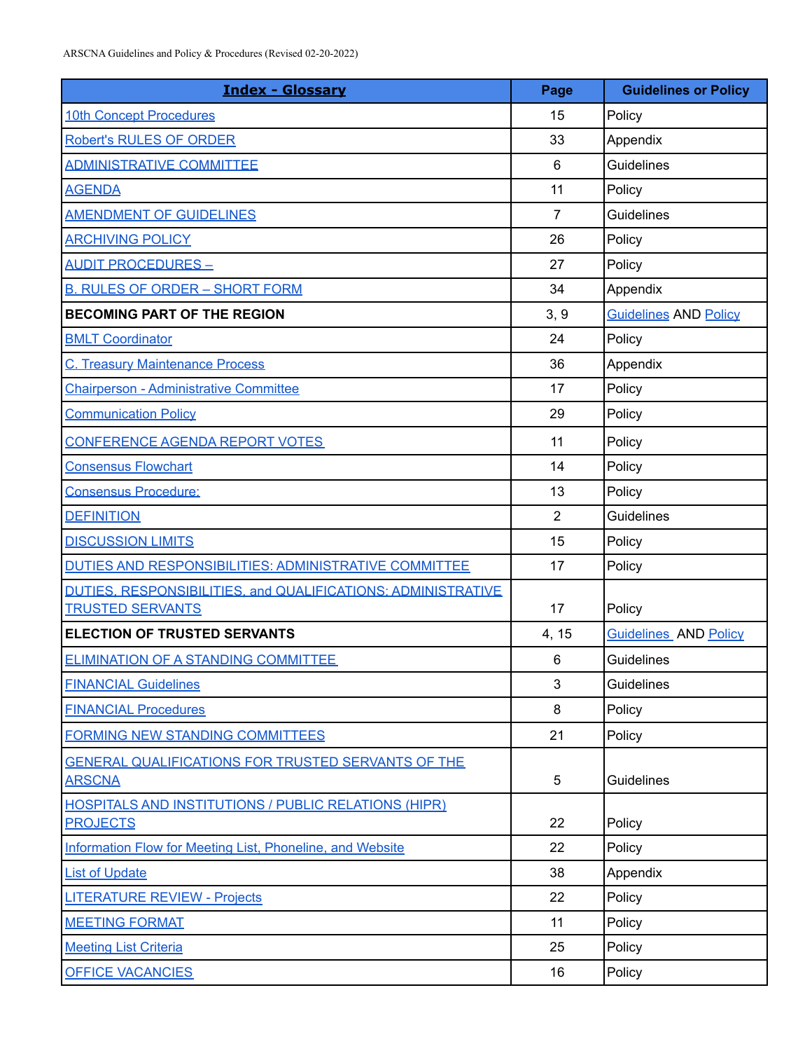| Index - Glossary | Page | Guidelines or Policy |
|---|---|---|
| 10th Concept Procedures | 15 | Policy |
| Robert's RULES OF ORDER | 33 | Appendix |
| ADMINISTRATIVE COMMITTEE | 6 | Guidelines |
| AGENDA | 11 | Policy |
| AMENDMENT OF GUIDELINES | 7 | Guidelines |
| ARCHIVING POLICY | 26 | Policy |
| AUDIT PROCEDURES – | 27 | Policy |
| B. RULES OF ORDER – SHORT FORM | 34 | Appendix |
| **BECOMING PART OF THE REGION** | 3, 9 | Guidelines AND Policy |
| BMLT Coordinator | 24 | Policy |
| C. Treasury Maintenance Process | 36 | Appendix |
| Chairperson - Administrative Committee | 17 | Policy |
| Communication Policy | 29 | Policy |
| CONFERENCE AGENDA REPORT VOTES | 11 | Policy |
| Consensus Flowchart | 14 | Policy |
| Consensus Procedure: | 13 | Policy |
| DEFINITION | 2 | Guidelines |
| DISCUSSION LIMITS | 15 | Policy |
| DUTIES AND RESPONSIBILITIES: ADMINISTRATIVE COMMITTEE | 17 | Policy |
| DUTIES, RESPONSIBILITIES, and QUALIFICATIONS: ADMINISTRATIVE TRUSTED SERVANTS | 17 | Policy |
| **ELECTION OF TRUSTED SERVANTS** | 4, 15 | Guidelines AND Policy |
| ELIMINATION OF A STANDING COMMITTEE | 6 | Guidelines |
| FINANCIAL Guidelines | 3 | Guidelines |
| FINANCIAL Procedures | 8 | Policy |
| FORMING NEW STANDING COMMITTEES | 21 | Policy |
| GENERAL QUALIFICATIONS FOR TRUSTED SERVANTS OF THE ARSCNA | 5 | Guidelines |
| HOSPITALS AND INSTITUTIONS / PUBLIC RELATIONS (HIPR) PROJECTS | 22 | Policy |
| Information Flow for Meeting List, Phoneline, and Website | 22 | Policy |
| List of Update | 38 | Appendix |
| LITERATURE REVIEW - Projects | 22 | Policy |
| MEETING FORMAT | 11 | Policy |
| Meeting List Criteria | 25 | Policy |
| OFFICE VACANCIES | 16 | Policy |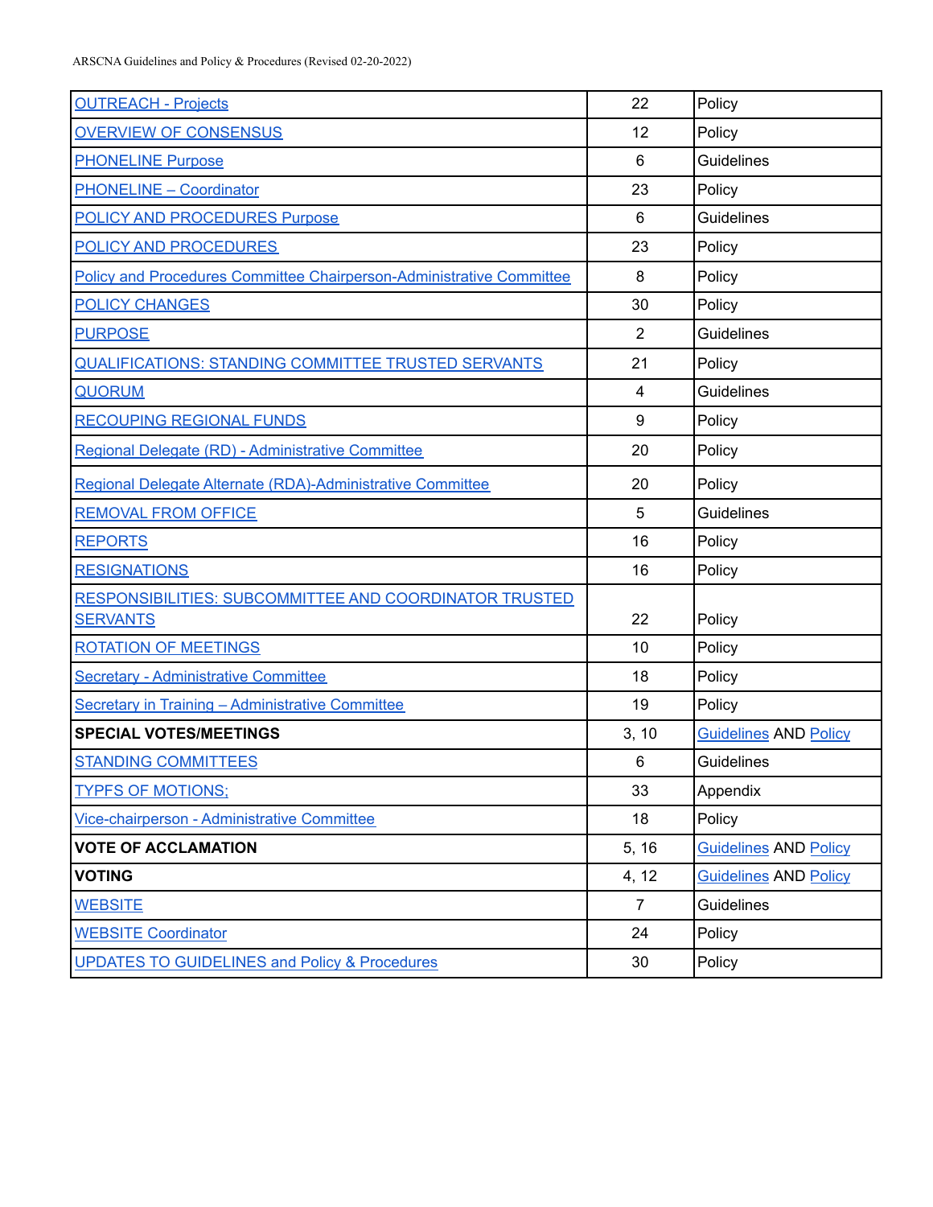| | | |
|---|---|---|
| OUTREACH - Projects | 22 | Policy |
| OVERVIEW OF CONSENSUS | 12 | Policy |
| PHONELINE Purpose | 6 | Guidelines |
| PHONELINE – Coordinator | 23 | Policy |
| POLICY AND PROCEDURES Purpose | 6 | Guidelines |
| POLICY AND PROCEDURES | 23 | Policy |
| Policy and Procedures Committee Chairperson-Administrative Committee | 8 | Policy |
| POLICY CHANGES | 30 | Policy |
| PURPOSE | 2 | Guidelines |
| QUALIFICATIONS: STANDING COMMITTEE TRUSTED SERVANTS | 21 | Policy |
| QUORUM | 4 | Guidelines |
| RECOUPING REGIONAL FUNDS | 9 | Policy |
| Regional Delegate (RD) - Administrative Committee | 20 | Policy |
| Regional Delegate Alternate (RDA)-Administrative Committee | 20 | Policy |
| REMOVAL FROM OFFICE | 5 | Guidelines |
| REPORTS | 16 | Policy |
| RESIGNATIONS | 16 | Policy |
| RESPONSIBILITIES: SUBCOMMITTEE AND COORDINATOR TRUSTED SERVANTS | 22 | Policy |
| ROTATION OF MEETINGS | 10 | Policy |
| Secretary - Administrative Committee | 18 | Policy |
| Secretary in Training – Administrative Committee | 19 | Policy |
| **SPECIAL VOTES/MEETINGS** | 3, 10 | Guidelines AND Policy |
| STANDING COMMITTEES | 6 | Guidelines |
| TYPFS OF MOTIONS; | 33 | Appendix |
| Vice-chairperson - Administrative Committee | 18 | Policy |
| **VOTE OF ACCLAMATION** | 5, 16 | Guidelines AND Policy |
| **VOTING** | 4, 12 | Guidelines AND Policy |
| WEBSITE | 7 | Guidelines |
| WEBSITE Coordinator | 24 | Policy |
| UPDATES TO GUIDELINES and Policy & Procedures | 30 | Policy |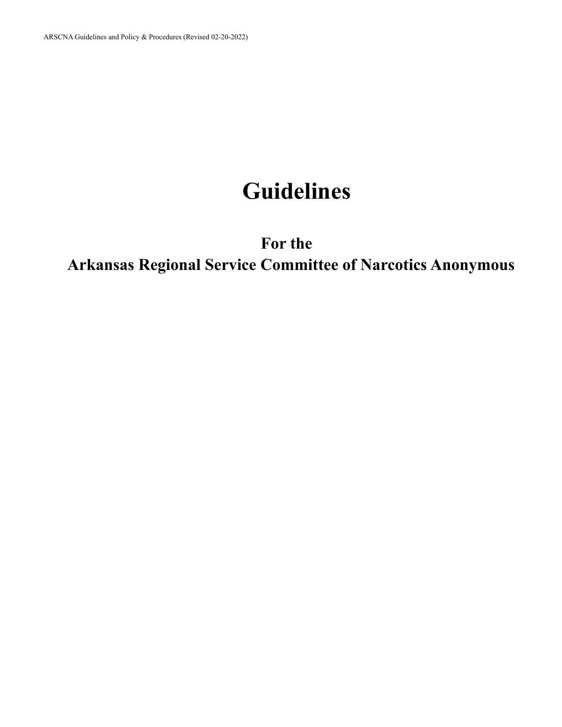# Guidelines

## For the
## Arkansas Regional Service Committee of Narcotics Anonymous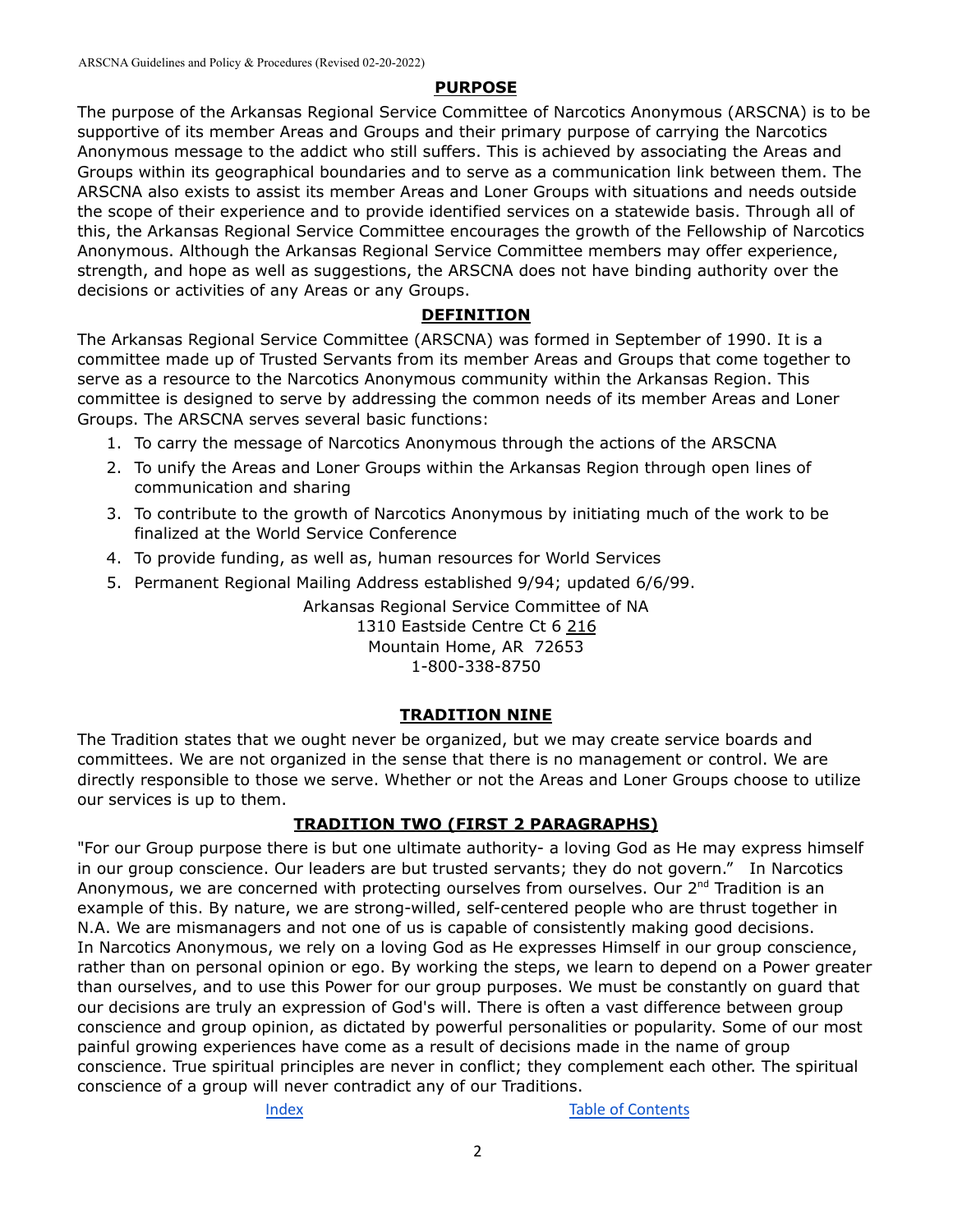## PURPOSE

The purpose of the Arkansas Regional Service Committee of Narcotics Anonymous (ARSCNA) is to be supportive of its member Areas and Groups and their primary purpose of carrying the Narcotics Anonymous message to the addict who still suffers. This is achieved by associating the Areas and Groups within its geographical boundaries and to serve as a communication link between them. The ARSCNA also exists to assist its member Areas and Loner Groups with situations and needs outside the scope of their experience and to provide identified services on a statewide basis. Through all of this, the Arkansas Regional Service Committee encourages the growth of the Fellowship of Narcotics Anonymous. Although the Arkansas Regional Service Committee members may offer experience, strength, and hope as well as suggestions, the ARSCNA does not have binding authority over the decisions or activities of any Areas or any Groups.

## DEFINITION

The Arkansas Regional Service Committee (ARSCNA) was formed in September of 1990. It is a committee made up of Trusted Servants from its member Areas and Groups that come together to serve as a resource to the Narcotics Anonymous community within the Arkansas Region. This committee is designed to serve by addressing the common needs of its member Areas and Loner Groups. The ARSCNA serves several basic functions:

1. To carry the message of Narcotics Anonymous through the actions of the ARSCNA
2. To unify the Areas and Loner Groups within the Arkansas Region through open lines of communication and sharing
3. To contribute to the growth of Narcotics Anonymous by initiating much of the work to be finalized at the World Service Conference
4. To provide funding, as well as, human resources for World Services
5. Permanent Regional Mailing Address established 9/94; updated 6/6/99.

Arkansas Regional Service Committee of NA
1310 Eastside Centre Ct 6 216
Mountain Home, AR 72653
1-800-338-8750

## TRADITION NINE

The Tradition states that we ought never be organized, but we may create service boards and committees. We are not organized in the sense that there is no management or control. We are directly responsible to those we serve. Whether or not the Areas and Loner Groups choose to utilize our services is up to them.

## TRADITION TWO (FIRST 2 PARAGRAPHS)

"For our Group purpose there is but one ultimate authority- a loving God as He may express himself in our group conscience. Our leaders are but trusted servants; they do not govern." In Narcotics Anonymous, we are concerned with protecting ourselves from ourselves. Our 2nd Tradition is an example of this. By nature, we are strong-willed, self-centered people who are thrust together in N.A. We are mismanagers and not one of us is capable of consistently making good decisions.
In Narcotics Anonymous, we rely on a loving God as He expresses Himself in our group conscience, rather than on personal opinion or ego. By working the steps, we learn to depend on a Power greater than ourselves, and to use this Power for our group purposes. We must be constantly on guard that our decisions are truly an expression of God's will. There is often a vast difference between group conscience and group opinion, as dictated by powerful personalities or popularity. Some of our most painful growing experiences have come as a result of decisions made in the name of group conscience. True spiritual principles are never in conflict; they complement each other. The spiritual conscience of a group will never contradict any of our Traditions.

Index Table of Contents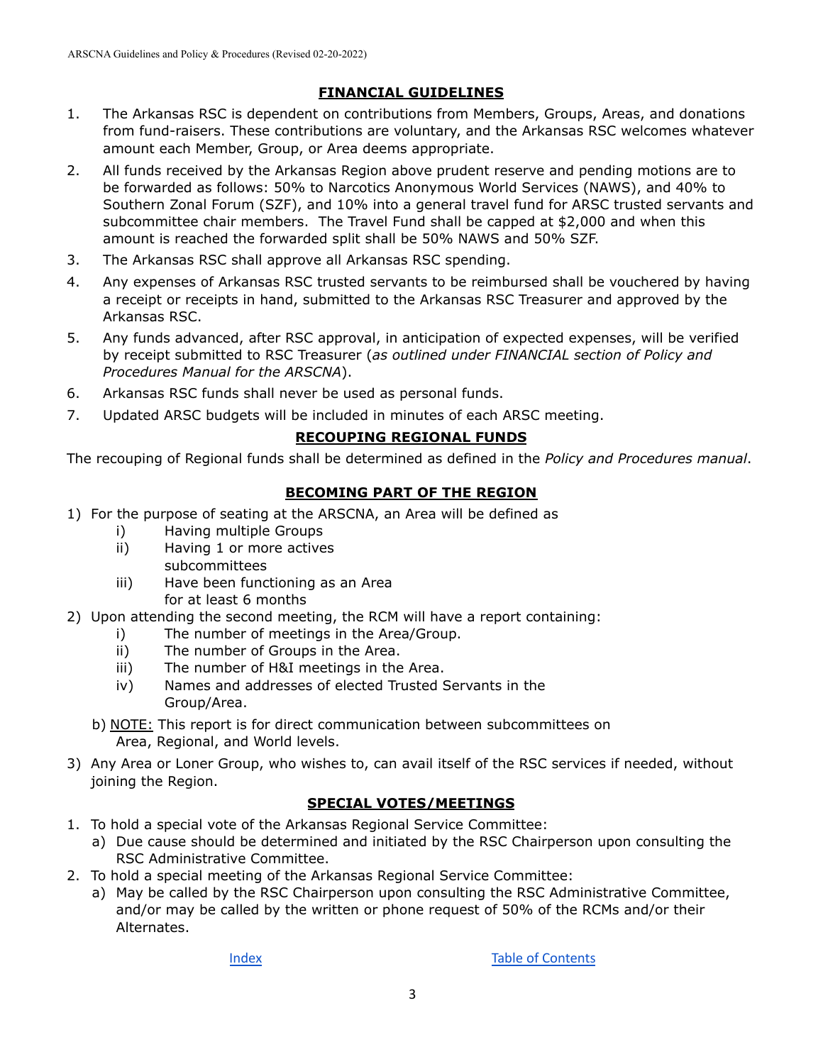## FINANCIAL GUIDELINES

1. The Arkansas RSC is dependent on contributions from Members, Groups, Areas, and donations from fund-raisers. These contributions are voluntary, and the Arkansas RSC welcomes whatever amount each Member, Group, or Area deems appropriate.
2. All funds received by the Arkansas Region above prudent reserve and pending motions are to be forwarded as follows: 50% to Narcotics Anonymous World Services (NAWS), and 40% to Southern Zonal Forum (SZF), and 10% into a general travel fund for ARSC trusted servants and subcommittee chair members. The Travel Fund shall be capped at $2,000 and when this amount is reached the forwarded split shall be 50% NAWS and 50% SZF.
3. The Arkansas RSC shall approve all Arkansas RSC spending.
4. Any expenses of Arkansas RSC trusted servants to be reimbursed shall be vouchered by having a receipt or receipts in hand, submitted to the Arkansas RSC Treasurer and approved by the Arkansas RSC.
5. Any funds advanced, after RSC approval, in anticipation of expected expenses, will be verified by receipt submitted to RSC Treasurer (*as outlined under FINANCIAL section of Policy and Procedures Manual for the ARSCNA*).
6. Arkansas RSC funds shall never be used as personal funds.
7. Updated ARSC budgets will be included in minutes of each ARSC meeting.

## RECOUPING REGIONAL FUNDS

The recouping of Regional funds shall be determined as defined in the *Policy and Procedures manual*.

## BECOMING PART OF THE REGION

1) For the purpose of seating at the ARSCNA, an Area will be defined as
   i) Having multiple Groups
   ii) Having 1 or more actives subcommittees
   iii) Have been functioning as an Area for at least 6 months
2) Upon attending the second meeting, the RCM will have a report containing:
   i) The number of meetings in the Area/Group.
   ii) The number of Groups in the Area.
   iii) The number of H&I meetings in the Area.
   iv) Names and addresses of elected Trusted Servants in the Group/Area.

   b) NOTE: This report is for direct communication between subcommittees on Area, Regional, and World levels.
3) Any Area or Loner Group, who wishes to, can avail itself of the RSC services if needed, without joining the Region.

## SPECIAL VOTES/MEETINGS

1. To hold a special vote of the Arkansas Regional Service Committee:
   a) Due cause should be determined and initiated by the RSC Chairperson upon consulting the RSC Administrative Committee.
2. To hold a special meeting of the Arkansas Regional Service Committee:
   a) May be called by the RSC Chairperson upon consulting the RSC Administrative Committee, and/or may be called by the written or phone request of 50% of the RCMs and/or their Alternates.

Index Table of Contents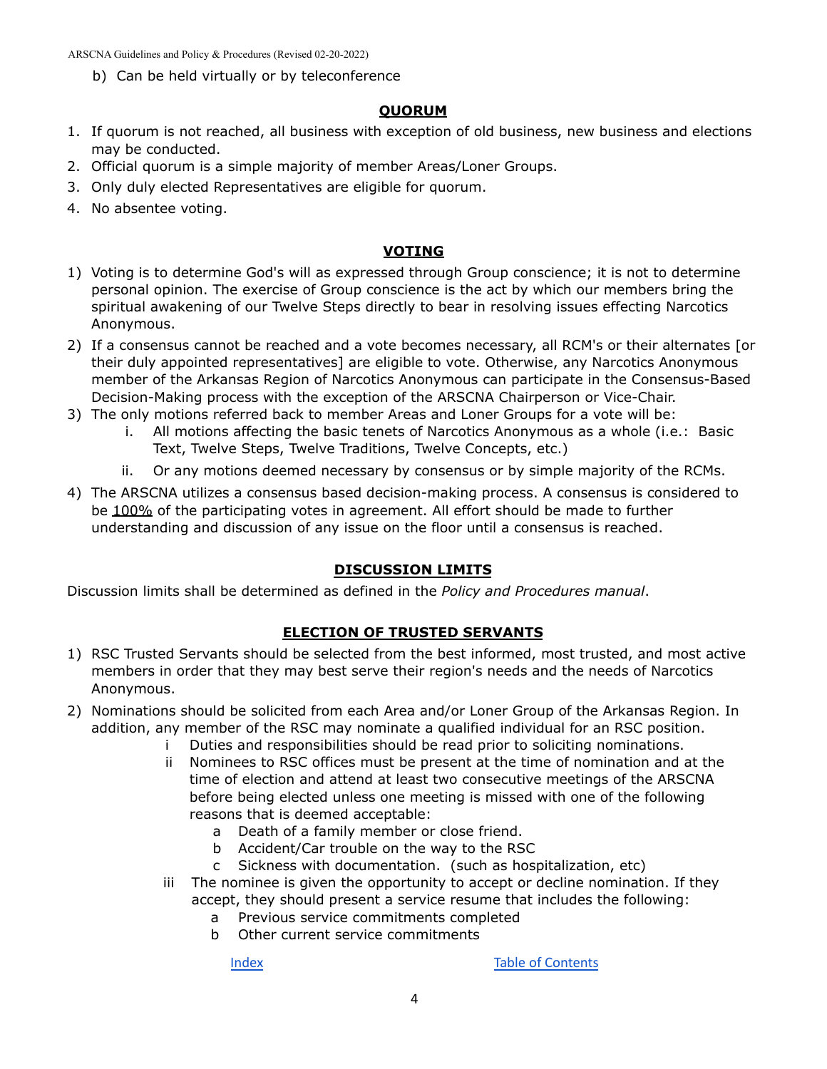b) Can be held virtually or by teleconference

## QUORUM

1. If quorum is not reached, all business with exception of old business, new business and elections may be conducted.
2. Official quorum is a simple majority of member Areas/Loner Groups.
3. Only duly elected Representatives are eligible for quorum.
4. No absentee voting.

## VOTING

1) Voting is to determine God's will as expressed through Group conscience; it is not to determine personal opinion. The exercise of Group conscience is the act by which our members bring the spiritual awakening of our Twelve Steps directly to bear in resolving issues effecting Narcotics Anonymous.
2) If a consensus cannot be reached and a vote becomes necessary, all RCM's or their alternates [or their duly appointed representatives] are eligible to vote. Otherwise, any Narcotics Anonymous member of the Arkansas Region of Narcotics Anonymous can participate in the Consensus-Based Decision-Making process with the exception of the ARSCNA Chairperson or Vice-Chair.
3) The only motions referred back to member Areas and Loner Groups for a vote will be:
   i. All motions affecting the basic tenets of Narcotics Anonymous as a whole (i.e.: Basic Text, Twelve Steps, Twelve Traditions, Twelve Concepts, etc.)
   ii. Or any motions deemed necessary by consensus or by simple majority of the RCMs.
4) The ARSCNA utilizes a consensus based decision-making process. A consensus is considered to be 100% of the participating votes in agreement. All effort should be made to further understanding and discussion of any issue on the floor until a consensus is reached.

## DISCUSSION LIMITS

Discussion limits shall be determined as defined in the *Policy and Procedures manual*.

## ELECTION OF TRUSTED SERVANTS

1) RSC Trusted Servants should be selected from the best informed, most trusted, and most active members in order that they may best serve their region's needs and the needs of Narcotics Anonymous.
2) Nominations should be solicited from each Area and/or Loner Group of the Arkansas Region. In addition, any member of the RSC may nominate a qualified individual for an RSC position.
   i Duties and responsibilities should be read prior to soliciting nominations.
   ii Nominees to RSC offices must be present at the time of nomination and at the time of election and attend at least two consecutive meetings of the ARSCNA before being elected unless one meeting is missed with one of the following reasons that is deemed acceptable:
      a Death of a family member or close friend.
      b Accident/Car trouble on the way to the RSC
      c Sickness with documentation. (such as hospitalization, etc)
   iii The nominee is given the opportunity to accept or decline nomination. If they accept, they should present a service resume that includes the following:
      a Previous service commitments completed
      b Other current service commitments

Index Table of Contents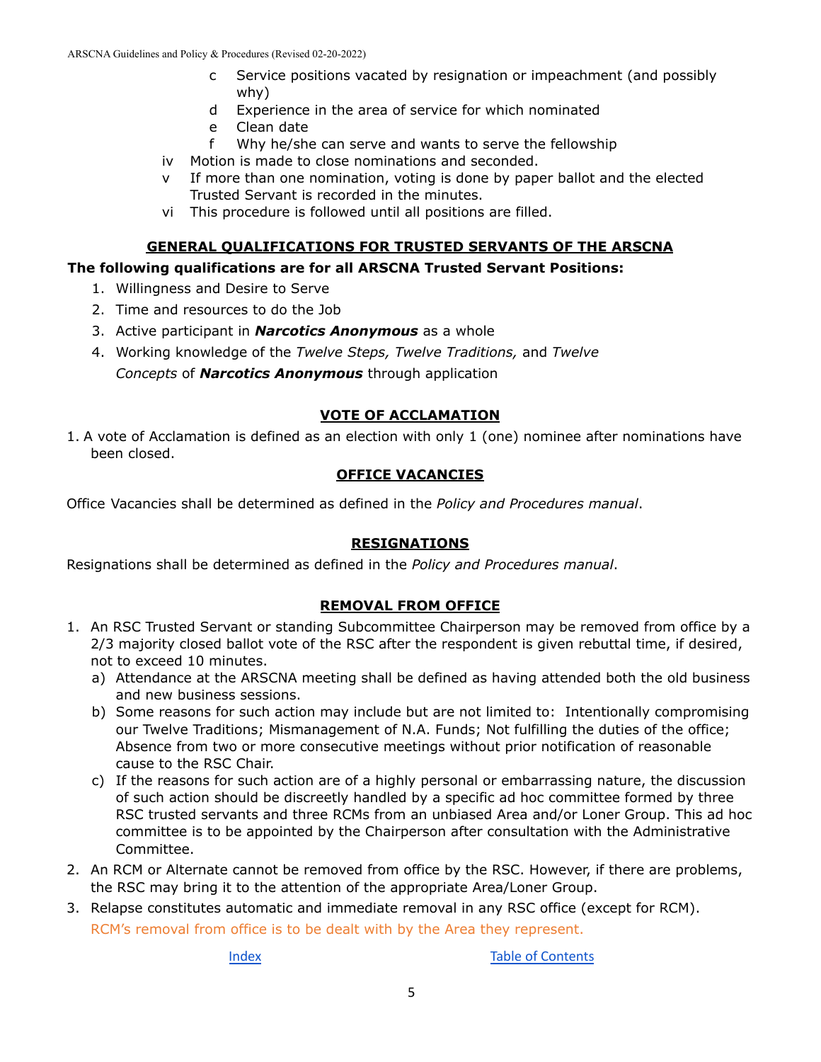c Service positions vacated by resignation or impeachment (and possibly why)
d Experience in the area of service for which nominated
e Clean date
f Why he/she can serve and wants to serve the fellowship

iv Motion is made to close nominations and seconded.
v If more than one nomination, voting is done by paper ballot and the elected Trusted Servant is recorded in the minutes.
vi This procedure is followed until all positions are filled.

## GENERAL QUALIFICATIONS FOR TRUSTED SERVANTS OF THE ARSCNA

**The following qualifications are for all ARSCNA Trusted Servant Positions:**

1. Willingness and Desire to Serve
2. Time and resources to do the Job
3. Active participant in ***Narcotics Anonymous*** as a whole
4. Working knowledge of the *Twelve Steps, Twelve Traditions,* and *Twelve Concepts* of ***Narcotics Anonymous*** through application

## VOTE OF ACCLAMATION

1. A vote of Acclamation is defined as an election with only 1 (one) nominee after nominations have been closed.

## OFFICE VACANCIES

Office Vacancies shall be determined as defined in the *Policy and Procedures manual*.

## RESIGNATIONS

Resignations shall be determined as defined in the *Policy and Procedures manual*.

## REMOVAL FROM OFFICE

1. An RSC Trusted Servant or standing Subcommittee Chairperson may be removed from office by a 2/3 majority closed ballot vote of the RSC after the respondent is given rebuttal time, if desired, not to exceed 10 minutes.
   a) Attendance at the ARSCNA meeting shall be defined as having attended both the old business and new business sessions.
   b) Some reasons for such action may include but are not limited to: Intentionally compromising our Twelve Traditions; Mismanagement of N.A. Funds; Not fulfilling the duties of the office; Absence from two or more consecutive meetings without prior notification of reasonable cause to the RSC Chair.
   c) If the reasons for such action are of a highly personal or embarrassing nature, the discussion of such action should be discreetly handled by a specific ad hoc committee formed by three RSC trusted servants and three RCMs from an unbiased Area and/or Loner Group. This ad hoc committee is to be appointed by the Chairperson after consultation with the Administrative Committee.
2. An RCM or Alternate cannot be removed from office by the RSC. However, if there are problems, the RSC may bring it to the attention of the appropriate Area/Loner Group.
3. Relapse constitutes automatic and immediate removal in any RSC office (except for RCM). RCM's removal from office is to be dealt with by the Area they represent.

Index Table of Contents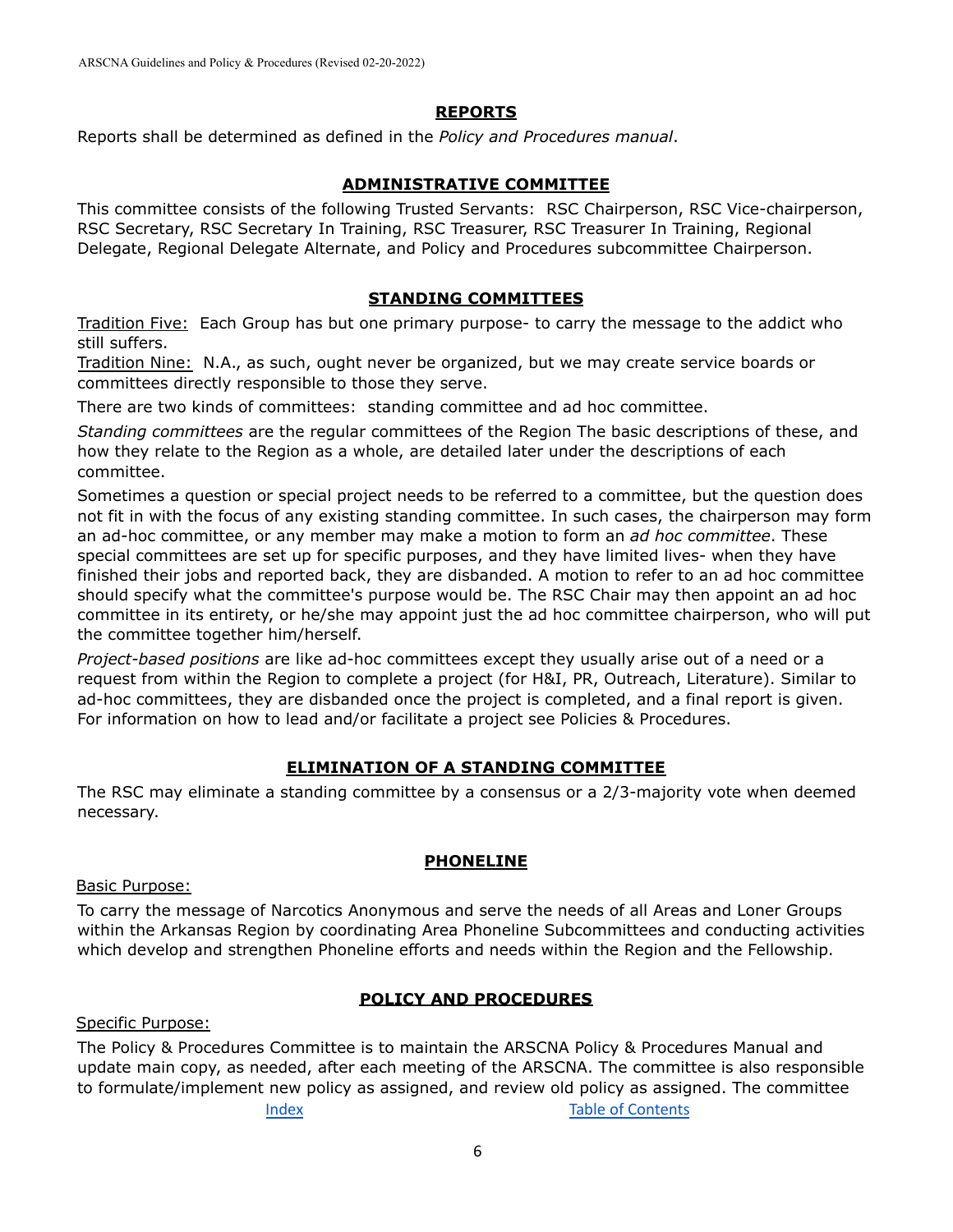## REPORTS

Reports shall be determined as defined in the *Policy and Procedures manual*.

## ADMINISTRATIVE COMMITTEE

This committee consists of the following Trusted Servants: RSC Chairperson, RSC Vice-chairperson, RSC Secretary, RSC Secretary In Training, RSC Treasurer, RSC Treasurer In Training, Regional Delegate, Regional Delegate Alternate, and Policy and Procedures subcommittee Chairperson.

## STANDING COMMITTEES

Tradition Five: Each Group has but one primary purpose- to carry the message to the addict who still suffers.

Tradition Nine: N.A., as such, ought never be organized, but we may create service boards or committees directly responsible to those they serve.

There are two kinds of committees: standing committee and ad hoc committee.

*Standing committees* are the regular committees of the Region The basic descriptions of these, and how they relate to the Region as a whole, are detailed later under the descriptions of each committee.

Sometimes a question or special project needs to be referred to a committee, but the question does not fit in with the focus of any existing standing committee. In such cases, the chairperson may form an ad-hoc committee, or any member may make a motion to form an *ad hoc committee*. These special committees are set up for specific purposes, and they have limited lives- when they have finished their jobs and reported back, they are disbanded. A motion to refer to an ad hoc committee should specify what the committee's purpose would be. The RSC Chair may then appoint an ad hoc committee in its entirety, or he/she may appoint just the ad hoc committee chairperson, who will put the committee together him/herself.

*Project-based positions* are like ad-hoc committees except they usually arise out of a need or a request from within the Region to complete a project (for H&I, PR, Outreach, Literature). Similar to ad-hoc committees, they are disbanded once the project is completed, and a final report is given. For information on how to lead and/or facilitate a project see Policies & Procedures.

## ELIMINATION OF A STANDING COMMITTEE

The RSC may eliminate a standing committee by a consensus or a 2/3-majority vote when deemed necessary.

## PHONELINE

Basic Purpose:

To carry the message of Narcotics Anonymous and serve the needs of all Areas and Loner Groups within the Arkansas Region by coordinating Area Phoneline Subcommittees and conducting activities which develop and strengthen Phoneline efforts and needs within the Region and the Fellowship.

## POLICY AND PROCEDURES

Specific Purpose:

The Policy & Procedures Committee is to maintain the ARSCNA Policy & Procedures Manual and update main copy, as needed, after each meeting of the ARSCNA. The committee is also responsible to formulate/implement new policy as assigned, and review old policy as assigned. The committee

Index Table of Contents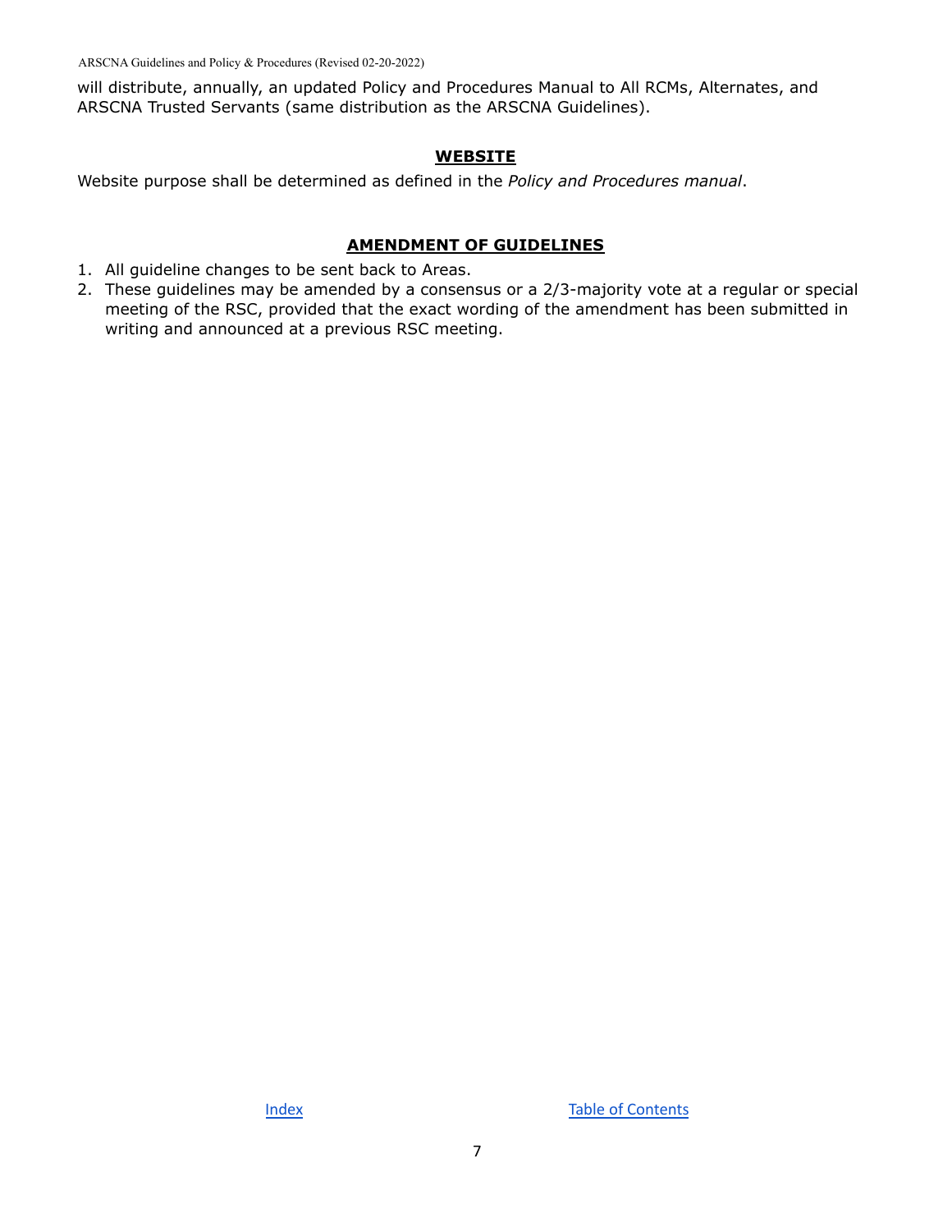will distribute, annually, an updated Policy and Procedures Manual to All RCMs, Alternates, and ARSCNA Trusted Servants (same distribution as the ARSCNA Guidelines).

## WEBSITE

Website purpose shall be determined as defined in the *Policy and Procedures manual*.

## AMENDMENT OF GUIDELINES

1. All guideline changes to be sent back to Areas.
2. These guidelines may be amended by a consensus or a 2/3-majority vote at a regular or special meeting of the RSC, provided that the exact wording of the amendment has been submitted in writing and announced at a previous RSC meeting.

Index Table of Contents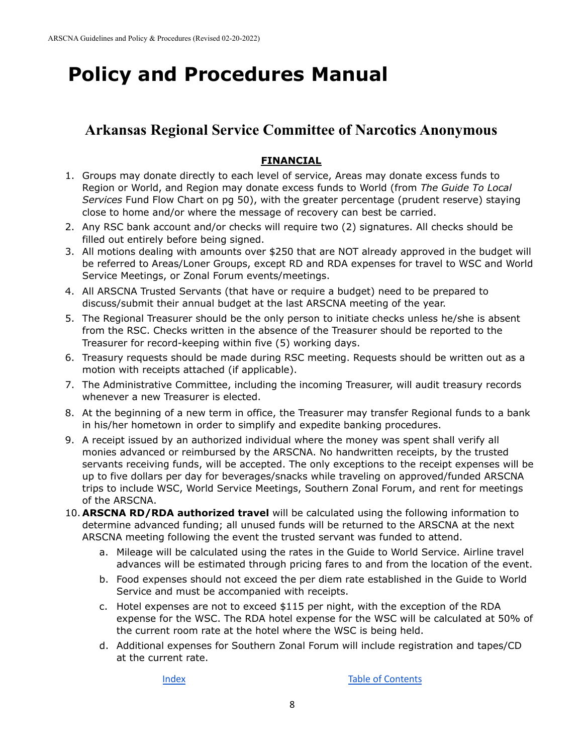# Policy and Procedures Manual

## Arkansas Regional Service Committee of Narcotics Anonymous

### FINANCIAL

1. Groups may donate directly to each level of service, Areas may donate excess funds to Region or World, and Region may donate excess funds to World (from *The Guide To Local Services* Fund Flow Chart on pg 50), with the greater percentage (prudent reserve) staying close to home and/or where the message of recovery can best be carried.
2. Any RSC bank account and/or checks will require two (2) signatures. All checks should be filled out entirely before being signed.
3. All motions dealing with amounts over $250 that are NOT already approved in the budget will be referred to Areas/Loner Groups, except RD and RDA expenses for travel to WSC and World Service Meetings, or Zonal Forum events/meetings.
4. All ARSCNA Trusted Servants (that have or require a budget) need to be prepared to discuss/submit their annual budget at the last ARSCNA meeting of the year.
5. The Regional Treasurer should be the only person to initiate checks unless he/she is absent from the RSC. Checks written in the absence of the Treasurer should be reported to the Treasurer for record-keeping within five (5) working days.
6. Treasury requests should be made during RSC meeting. Requests should be written out as a motion with receipts attached (if applicable).
7. The Administrative Committee, including the incoming Treasurer, will audit treasury records whenever a new Treasurer is elected.
8. At the beginning of a new term in office, the Treasurer may transfer Regional funds to a bank in his/her hometown in order to simplify and expedite banking procedures.
9. A receipt issued by an authorized individual where the money was spent shall verify all monies advanced or reimbursed by the ARSCNA. No handwritten receipts, by the trusted servants receiving funds, will be accepted. The only exceptions to the receipt expenses will be up to five dollars per day for beverages/snacks while traveling on approved/funded ARSCNA trips to include WSC, World Service Meetings, Southern Zonal Forum, and rent for meetings of the ARSCNA.
10. **ARSCNA RD/RDA authorized travel** will be calculated using the following information to determine advanced funding; all unused funds will be returned to the ARSCNA at the next ARSCNA meeting following the event the trusted servant was funded to attend.
    a. Mileage will be calculated using the rates in the Guide to World Service. Airline travel advances will be estimated through pricing fares to and from the location of the event.
    b. Food expenses should not exceed the per diem rate established in the Guide to World Service and must be accompanied with receipts.
    c. Hotel expenses are not to exceed $115 per night, with the exception of the RDA expense for the WSC. The RDA hotel expense for the WSC will be calculated at 50% of the current room rate at the hotel where the WSC is being held.
    d. Additional expenses for Southern Zonal Forum will include registration and tapes/CD at the current rate.

Index Table of Contents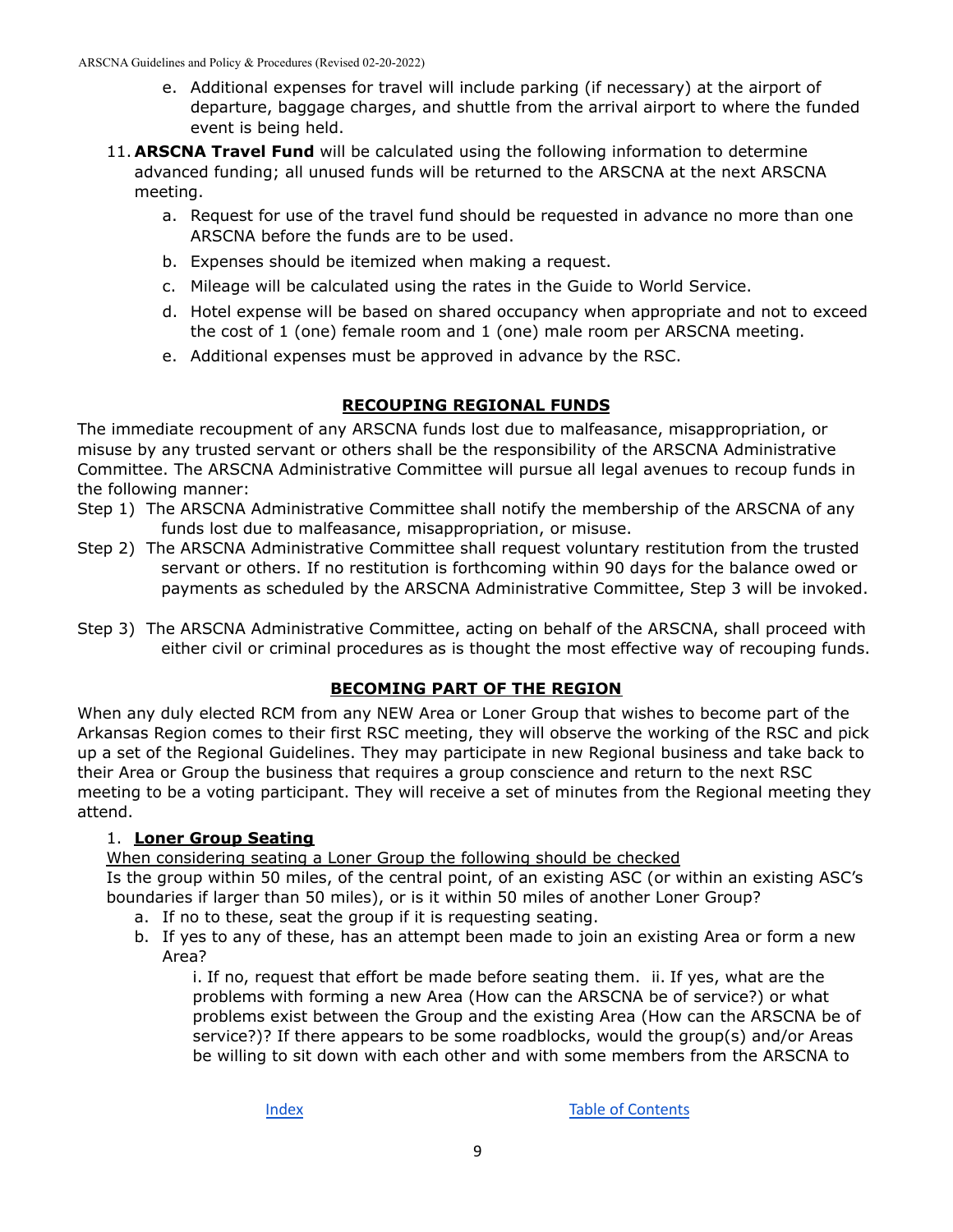e. Additional expenses for travel will include parking (if necessary) at the airport of departure, baggage charges, and shuttle from the arrival airport to where the funded event is being held.

11. **ARSCNA Travel Fund** will be calculated using the following information to determine advanced funding; all unused funds will be returned to the ARSCNA at the next ARSCNA meeting.
    a. Request for use of the travel fund should be requested in advance no more than one ARSCNA before the funds are to be used.
    b. Expenses should be itemized when making a request.
    c. Mileage will be calculated using the rates in the Guide to World Service.
    d. Hotel expense will be based on shared occupancy when appropriate and not to exceed the cost of 1 (one) female room and 1 (one) male room per ARSCNA meeting.
    e. Additional expenses must be approved in advance by the RSC.

## RECOUPING REGIONAL FUNDS

The immediate recoupment of any ARSCNA funds lost due to malfeasance, misappropriation, or misuse by any trusted servant or others shall be the responsibility of the ARSCNA Administrative Committee. The ARSCNA Administrative Committee will pursue all legal avenues to recoup funds in the following manner:

Step 1) The ARSCNA Administrative Committee shall notify the membership of the ARSCNA of any funds lost due to malfeasance, misappropriation, or misuse.

Step 2) The ARSCNA Administrative Committee shall request voluntary restitution from the trusted servant or others. If no restitution is forthcoming within 90 days for the balance owed or payments as scheduled by the ARSCNA Administrative Committee, Step 3 will be invoked.

Step 3) The ARSCNA Administrative Committee, acting on behalf of the ARSCNA, shall proceed with either civil or criminal procedures as is thought the most effective way of recouping funds.

## BECOMING PART OF THE REGION

When any duly elected RCM from any NEW Area or Loner Group that wishes to become part of the Arkansas Region comes to their first RSC meeting, they will observe the working of the RSC and pick up a set of the Regional Guidelines. They may participate in new Regional business and take back to their Area or Group the business that requires a group conscience and return to the next RSC meeting to be a voting participant. They will receive a set of minutes from the Regional meeting they attend.

1. **Loner Group Seating**

   When considering seating a Loner Group the following should be checked

   Is the group within 50 miles, of the central point, of an existing ASC (or within an existing ASC's boundaries if larger than 50 miles), or is it within 50 miles of another Loner Group?

   a. If no to these, seat the group if it is requesting seating.
   b. If yes to any of these, has an attempt been made to join an existing Area or form a new Area?

      i. If no, request that effort be made before seating them. ii. If yes, what are the problems with forming a new Area (How can the ARSCNA be of service?) or what problems exist between the Group and the existing Area (How can the ARSCNA be of service?)? If there appears to be some roadblocks, would the group(s) and/or Areas be willing to sit down with each other and with some members from the ARSCNA to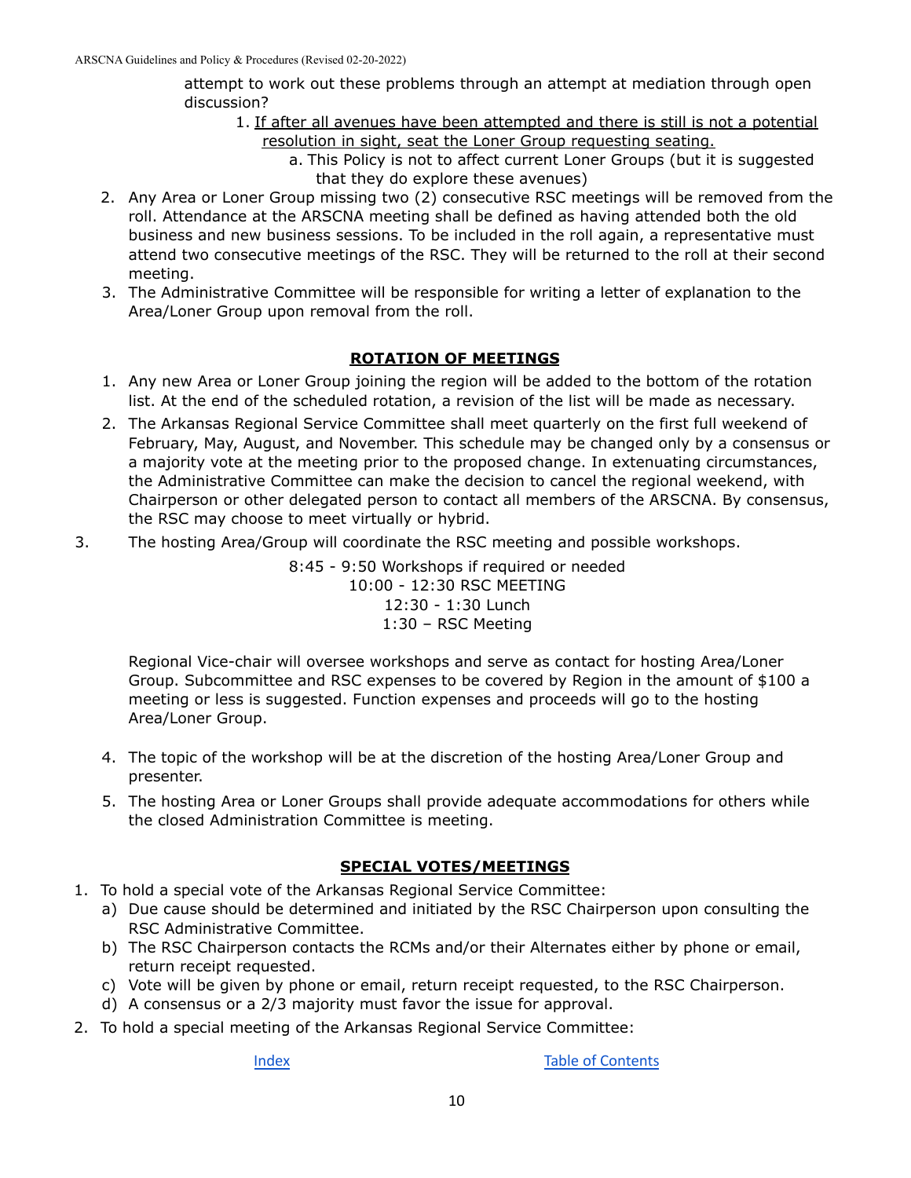attempt to work out these problems through an attempt at mediation through open discussion?

1. <u>If after all avenues have been attempted and there is still is not a potential resolution in sight, seat the Loner Group requesting seating.</u>
    a. This Policy is not to affect current Loner Groups (but it is suggested that they do explore these avenues)

2. Any Area or Loner Group missing two (2) consecutive RSC meetings will be removed from the roll. Attendance at the ARSCNA meeting shall be defined as having attended both the old business and new business sessions. To be included in the roll again, a representative must attend two consecutive meetings of the RSC. They will be returned to the roll at their second meeting.
3. The Administrative Committee will be responsible for writing a letter of explanation to the Area/Loner Group upon removal from the roll.

## ROTATION OF MEETINGS

1. Any new Area or Loner Group joining the region will be added to the bottom of the rotation list. At the end of the scheduled rotation, a revision of the list will be made as necessary.
2. The Arkansas Regional Service Committee shall meet quarterly on the first full weekend of February, May, August, and November. This schedule may be changed only by a consensus or a majority vote at the meeting prior to the proposed change. In extenuating circumstances, the Administrative Committee can make the decision to cancel the regional weekend, with Chairperson or other delegated person to contact all members of the ARSCNA. By consensus, the RSC may choose to meet virtually or hybrid.
3. The hosting Area/Group will coordinate the RSC meeting and possible workshops.

    8:45 - 9:50 Workshops if required or needed
    10:00 - 12:30 RSC MEETING
    12:30 - 1:30 Lunch
    1:30 – RSC Meeting

    Regional Vice-chair will oversee workshops and serve as contact for hosting Area/Loner Group. Subcommittee and RSC expenses to be covered by Region in the amount of $100 a meeting or less is suggested. Function expenses and proceeds will go to the hosting Area/Loner Group.

4. The topic of the workshop will be at the discretion of the hosting Area/Loner Group and presenter.
5. The hosting Area or Loner Groups shall provide adequate accommodations for others while the closed Administration Committee is meeting.

## SPECIAL VOTES/MEETINGS

1. To hold a special vote of the Arkansas Regional Service Committee:
    a) Due cause should be determined and initiated by the RSC Chairperson upon consulting the RSC Administrative Committee.
    b) The RSC Chairperson contacts the RCMs and/or their Alternates either by phone or email, return receipt requested.
    c) Vote will be given by phone or email, return receipt requested, to the RSC Chairperson.
    d) A consensus or a 2/3 majority must favor the issue for approval.
2. To hold a special meeting of the Arkansas Regional Service Committee:

[Index](#) [Table of Contents](#)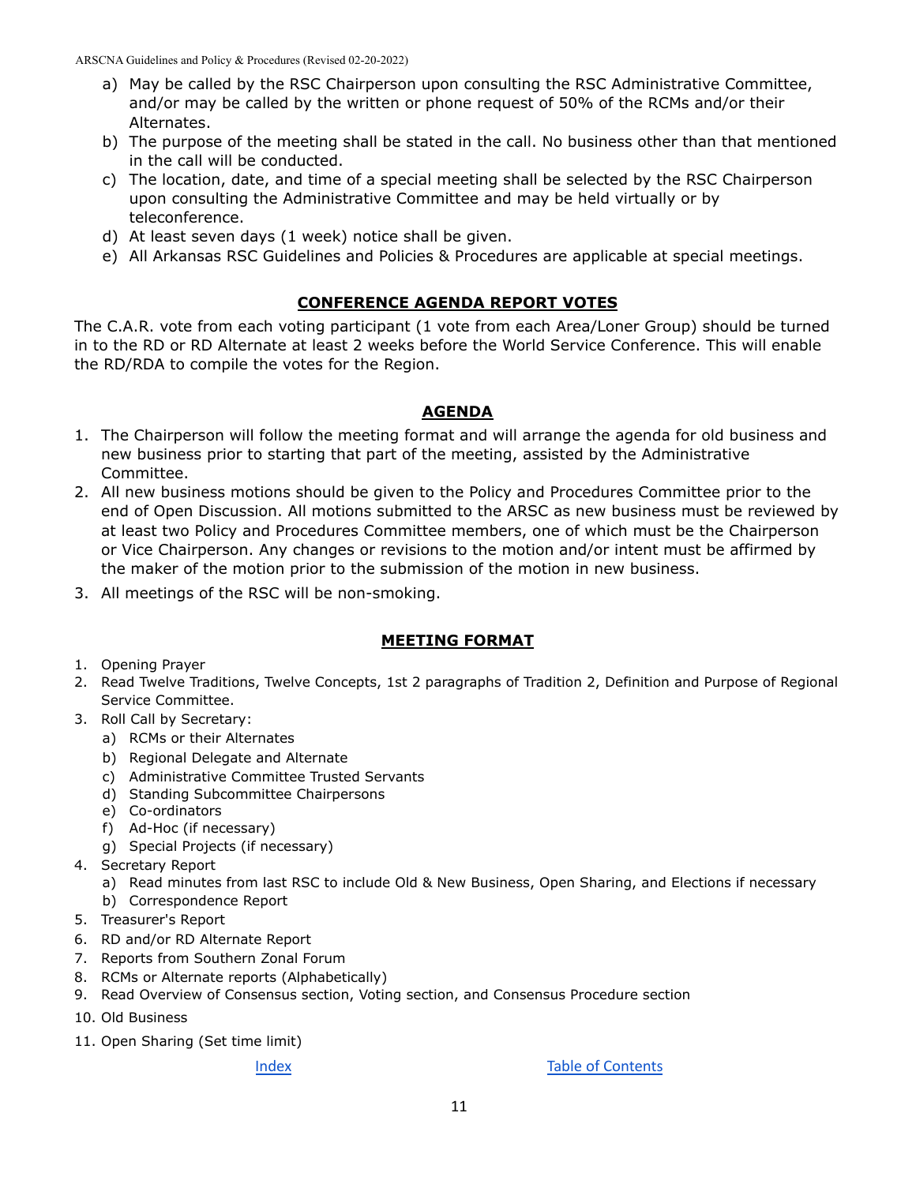a) May be called by the RSC Chairperson upon consulting the RSC Administrative Committee, and/or may be called by the written or phone request of 50% of the RCMs and/or their Alternates.
b) The purpose of the meeting shall be stated in the call. No business other than that mentioned in the call will be conducted.
c) The location, date, and time of a special meeting shall be selected by the RSC Chairperson upon consulting the Administrative Committee and may be held virtually or by teleconference.
d) At least seven days (1 week) notice shall be given.
e) All Arkansas RSC Guidelines and Policies & Procedures are applicable at special meetings.

## CONFERENCE AGENDA REPORT VOTES

The C.A.R. vote from each voting participant (1 vote from each Area/Loner Group) should be turned in to the RD or RD Alternate at least 2 weeks before the World Service Conference. This will enable the RD/RDA to compile the votes for the Region.

## AGENDA

1. The Chairperson will follow the meeting format and will arrange the agenda for old business and new business prior to starting that part of the meeting, assisted by the Administrative Committee.
2. All new business motions should be given to the Policy and Procedures Committee prior to the end of Open Discussion. All motions submitted to the ARSC as new business must be reviewed by at least two Policy and Procedures Committee members, one of which must be the Chairperson or Vice Chairperson. Any changes or revisions to the motion and/or intent must be affirmed by the maker of the motion prior to the submission of the motion in new business.
3. All meetings of the RSC will be non-smoking.

## MEETING FORMAT

1. Opening Prayer
2. Read Twelve Traditions, Twelve Concepts, 1st 2 paragraphs of Tradition 2, Definition and Purpose of Regional Service Committee.
3. Roll Call by Secretary:
   a) RCMs or their Alternates
   b) Regional Delegate and Alternate
   c) Administrative Committee Trusted Servants
   d) Standing Subcommittee Chairpersons
   e) Co-ordinators
   f) Ad-Hoc (if necessary)
   g) Special Projects (if necessary)
4. Secretary Report
   a) Read minutes from last RSC to include Old & New Business, Open Sharing, and Elections if necessary
   b) Correspondence Report
5. Treasurer's Report
6. RD and/or RD Alternate Report
7. Reports from Southern Zonal Forum
8. RCMs or Alternate reports (Alphabetically)
9. Read Overview of Consensus section, Voting section, and Consensus Procedure section
10. Old Business
11. Open Sharing (Set time limit)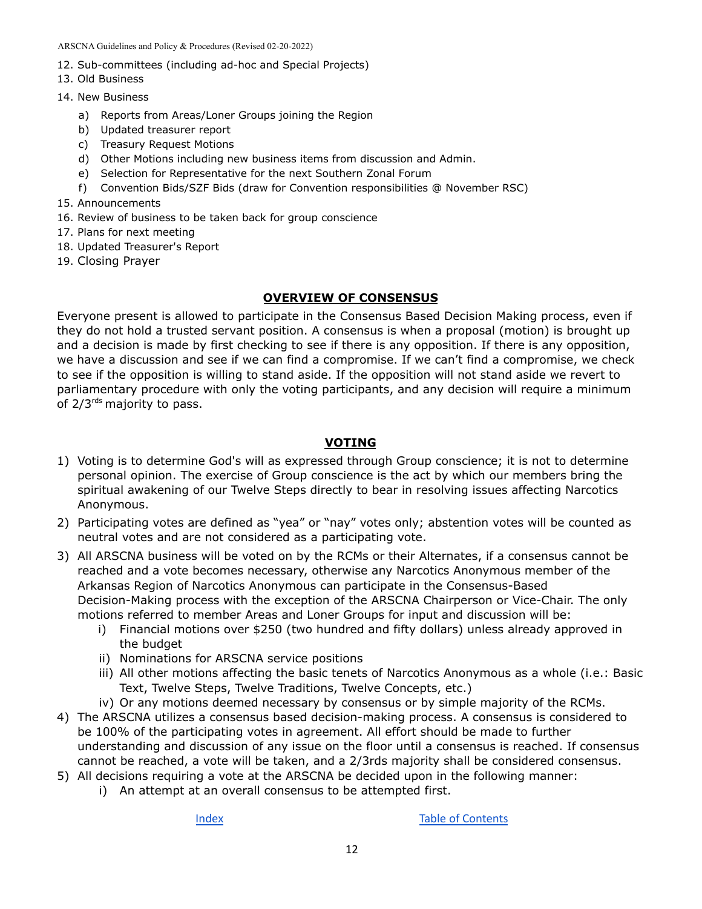12. Sub-committees (including ad-hoc and Special Projects)
13. Old Business
14. New Business
    a) Reports from Areas/Loner Groups joining the Region
    b) Updated treasurer report
    c) Treasury Request Motions
    d) Other Motions including new business items from discussion and Admin.
    e) Selection for Representative for the next Southern Zonal Forum
    f) Convention Bids/SZF Bids (draw for Convention responsibilities @ November RSC)
15. Announcements
16. Review of business to be taken back for group conscience
17. Plans for next meeting
18. Updated Treasurer's Report
19. Closing Prayer

## OVERVIEW OF CONSENSUS

Everyone present is allowed to participate in the Consensus Based Decision Making process, even if they do not hold a trusted servant position. A consensus is when a proposal (motion) is brought up and a decision is made by first checking to see if there is any opposition. If there is any opposition, we have a discussion and see if we can find a compromise. If we can't find a compromise, we check to see if the opposition is willing to stand aside. If the opposition will not stand aside we revert to parliamentary procedure with only the voting participants, and any decision will require a minimum of 2/3rds majority to pass.

## VOTING

1) Voting is to determine God's will as expressed through Group conscience; it is not to determine personal opinion. The exercise of Group conscience is the act by which our members bring the spiritual awakening of our Twelve Steps directly to bear in resolving issues affecting Narcotics Anonymous.
2) Participating votes are defined as "yea" or "nay" votes only; abstention votes will be counted as neutral votes and are not considered as a participating vote.
3) All ARSCNA business will be voted on by the RCMs or their Alternates, if a consensus cannot be reached and a vote becomes necessary, otherwise any Narcotics Anonymous member of the Arkansas Region of Narcotics Anonymous can participate in the Consensus-Based Decision-Making process with the exception of the ARSCNA Chairperson or Vice-Chair. The only motions referred to member Areas and Loner Groups for input and discussion will be:
    i) Financial motions over $250 (two hundred and fifty dollars) unless already approved in the budget
    ii) Nominations for ARSCNA service positions
    iii) All other motions affecting the basic tenets of Narcotics Anonymous as a whole (i.e.: Basic Text, Twelve Steps, Twelve Traditions, Twelve Concepts, etc.)
    iv) Or any motions deemed necessary by consensus or by simple majority of the RCMs.
4) The ARSCNA utilizes a consensus based decision-making process. A consensus is considered to be 100% of the participating votes in agreement. All effort should be made to further understanding and discussion of any issue on the floor until a consensus is reached. If consensus cannot be reached, a vote will be taken, and a 2/3rds majority shall be considered consensus.
5) All decisions requiring a vote at the ARSCNA be decided upon in the following manner:
    i) An attempt at an overall consensus to be attempted first.

Index Table of Contents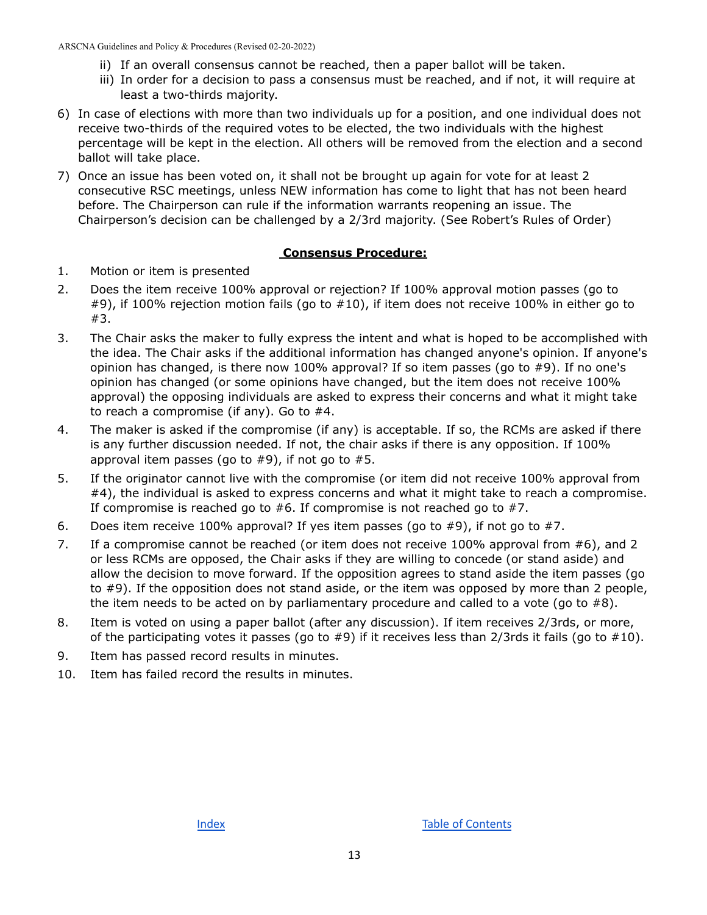ii) If an overall consensus cannot be reached, then a paper ballot will be taken.
   iii) In order for a decision to pass a consensus must be reached, and if not, it will require at least a two-thirds majority.

6) In case of elections with more than two individuals up for a position, and one individual does not receive two-thirds of the required votes to be elected, the two individuals with the highest percentage will be kept in the election. All others will be removed from the election and a second ballot will take place.

7) Once an issue has been voted on, it shall not be brought up again for vote for at least 2 consecutive RSC meetings, unless NEW information has come to light that has not been heard before. The Chairperson can rule if the information warrants reopening an issue. The Chairperson's decision can be challenged by a 2/3rd majority. (See Robert's Rules of Order)

## Consensus Procedure:

1. Motion or item is presented
2. Does the item receive 100% approval or rejection? If 100% approval motion passes (go to #9), if 100% rejection motion fails (go to #10), if item does not receive 100% in either go to #3.
3. The Chair asks the maker to fully express the intent and what is hoped to be accomplished with the idea. The Chair asks if the additional information has changed anyone's opinion. If anyone's opinion has changed, is there now 100% approval? If so item passes (go to #9). If no one's opinion has changed (or some opinions have changed, but the item does not receive 100% approval) the opposing individuals are asked to express their concerns and what it might take to reach a compromise (if any). Go to #4.
4. The maker is asked if the compromise (if any) is acceptable. If so, the RCMs are asked if there is any further discussion needed. If not, the chair asks if there is any opposition. If 100% approval item passes (go to #9), if not go to #5.
5. If the originator cannot live with the compromise (or item did not receive 100% approval from #4), the individual is asked to express concerns and what it might take to reach a compromise. If compromise is reached go to #6. If compromise is not reached go to #7.
6. Does item receive 100% approval? If yes item passes (go to #9), if not go to #7.
7. If a compromise cannot be reached (or item does not receive 100% approval from #6), and 2 or less RCMs are opposed, the Chair asks if they are willing to concede (or stand aside) and allow the decision to move forward. If the opposition agrees to stand aside the item passes (go to #9). If the opposition does not stand aside, or the item was opposed by more than 2 people, the item needs to be acted on by parliamentary procedure and called to a vote (go to #8).
8. Item is voted on using a paper ballot (after any discussion). If item receives 2/3rds, or more, of the participating votes it passes (go to #9) if it receives less than 2/3rds it fails (go to #10).
9. Item has passed record results in minutes.
10. Item has failed record the results in minutes.

Index Table of Contents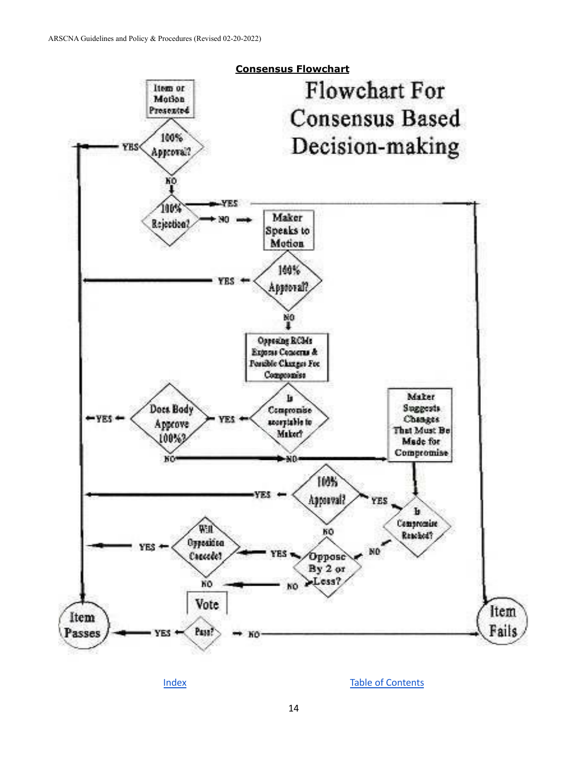**Consensus Flowchart**

Flowchart For Consensus Based Decision-making

Item or Motion Presented

100% Approval? — YES → Item Passes

NO ↓

100% Rejection? — YES → Item Fails

NO → Maker Speaks to Motion

100% Approval? — YES → Item Passes

NO ↓

Opposing RCMs Express Concerns & Possible Changes For Compromise

Is Compromise acceptable to Maker? — YES → Does Body Approve 100%? — YES → Item Passes

Does Body Approve 100%? — NO → Maker Suggests Changes That Must Be Made for Compromise

Is Compromise acceptable to Maker? — NO → Maker Suggests Changes That Must Be Made for Compromise

Maker Suggests Changes That Must Be Made for Compromise ↓

Is Compromise Reached? — YES → 100% Approval? — YES → Item Passes

Is Compromise Reached? — NO → Oppose By 2 or Less?

100% Approval? — NO → Oppose By 2 or Less?

Oppose By 2 or Less? — YES → Will Opposition Concede? — YES → Item Passes

Oppose By 2 or Less? — NO → Vote

Will Opposition Concede? — NO → Vote

Vote: Pass? — YES → Item Passes

Pass? — NO → Item Fails

[Index](#) [Table of Contents](#)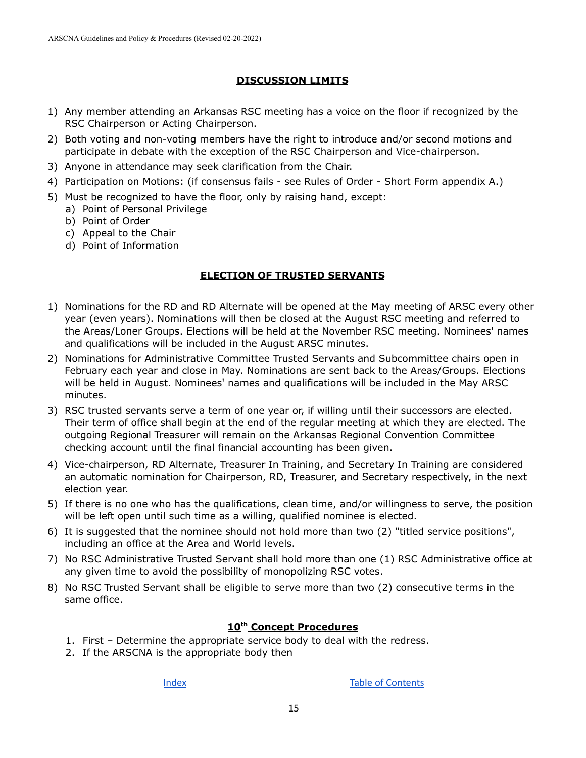## DISCUSSION LIMITS

1) Any member attending an Arkansas RSC meeting has a voice on the floor if recognized by the RSC Chairperson or Acting Chairperson.
2) Both voting and non-voting members have the right to introduce and/or second motions and participate in debate with the exception of the RSC Chairperson and Vice-chairperson.
3) Anyone in attendance may seek clarification from the Chair.
4) Participation on Motions: (if consensus fails - see Rules of Order - Short Form appendix A.)
5) Must be recognized to have the floor, only by raising hand, except:
   a) Point of Personal Privilege
   b) Point of Order
   c) Appeal to the Chair
   d) Point of Information

## ELECTION OF TRUSTED SERVANTS

1) Nominations for the RD and RD Alternate will be opened at the May meeting of ARSC every other year (even years). Nominations will then be closed at the August RSC meeting and referred to the Areas/Loner Groups. Elections will be held at the November RSC meeting. Nominees' names and qualifications will be included in the August ARSC minutes.
2) Nominations for Administrative Committee Trusted Servants and Subcommittee chairs open in February each year and close in May. Nominations are sent back to the Areas/Groups. Elections will be held in August. Nominees' names and qualifications will be included in the May ARSC minutes.
3) RSC trusted servants serve a term of one year or, if willing until their successors are elected. Their term of office shall begin at the end of the regular meeting at which they are elected. The outgoing Regional Treasurer will remain on the Arkansas Regional Convention Committee checking account until the final financial accounting has been given.
4) Vice-chairperson, RD Alternate, Treasurer In Training, and Secretary In Training are considered an automatic nomination for Chairperson, RD, Treasurer, and Secretary respectively, in the next election year.
5) If there is no one who has the qualifications, clean time, and/or willingness to serve, the position will be left open until such time as a willing, qualified nominee is elected.
6) It is suggested that the nominee should not hold more than two (2) "titled service positions", including an office at the Area and World levels.
7) No RSC Administrative Trusted Servant shall hold more than one (1) RSC Administrative office at any given time to avoid the possibility of monopolizing RSC votes.
8) No RSC Trusted Servant shall be eligible to serve more than two (2) consecutive terms in the same office.

## 10th Concept Procedures

1. First – Determine the appropriate service body to deal with the redress.
2. If the ARSCNA is the appropriate body then

Index Table of Contents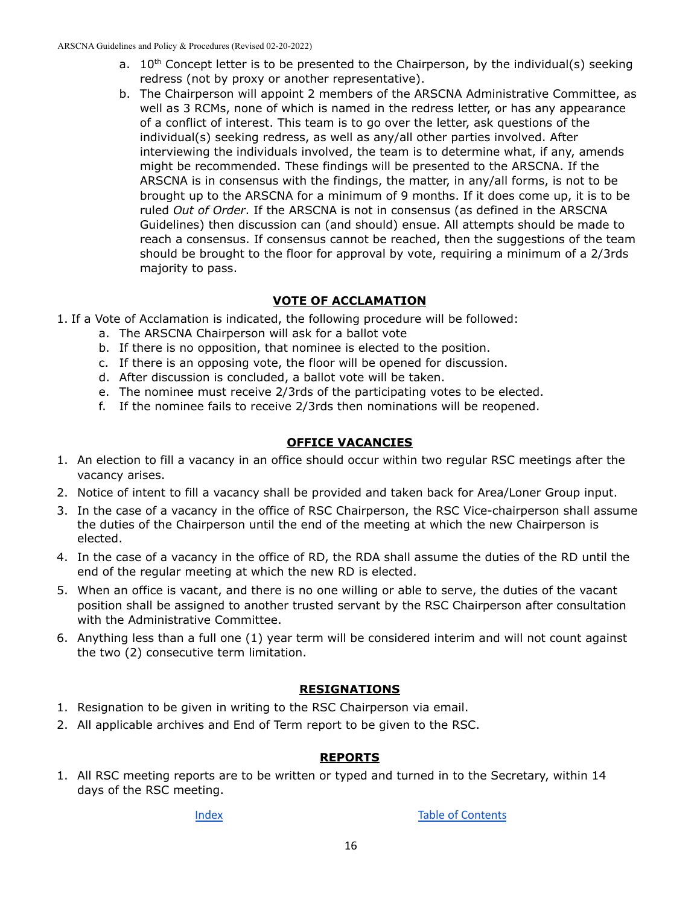a. 10th Concept letter is to be presented to the Chairperson, by the individual(s) seeking redress (not by proxy or another representative).
b. The Chairperson will appoint 2 members of the ARSCNA Administrative Committee, as well as 3 RCMs, none of which is named in the redress letter, or has any appearance of a conflict of interest. This team is to go over the letter, ask questions of the individual(s) seeking redress, as well as any/all other parties involved. After interviewing the individuals involved, the team is to determine what, if any, amends might be recommended. These findings will be presented to the ARSCNA. If the ARSCNA is in consensus with the findings, the matter, in any/all forms, is not to be brought up to the ARSCNA for a minimum of 9 months. If it does come up, it is to be ruled *Out of Order*. If the ARSCNA is not in consensus (as defined in the ARSCNA Guidelines) then discussion can (and should) ensue. All attempts should be made to reach a consensus. If consensus cannot be reached, then the suggestions of the team should be brought to the floor for approval by vote, requiring a minimum of a 2/3rds majority to pass.

## VOTE OF ACCLAMATION

1. If a Vote of Acclamation is indicated, the following procedure will be followed:
   a. The ARSCNA Chairperson will ask for a ballot vote
   b. If there is no opposition, that nominee is elected to the position.
   c. If there is an opposing vote, the floor will be opened for discussion.
   d. After discussion is concluded, a ballot vote will be taken.
   e. The nominee must receive 2/3rds of the participating votes to be elected.
   f. If the nominee fails to receive 2/3rds then nominations will be reopened.

## OFFICE VACANCIES

1. An election to fill a vacancy in an office should occur within two regular RSC meetings after the vacancy arises.
2. Notice of intent to fill a vacancy shall be provided and taken back for Area/Loner Group input.
3. In the case of a vacancy in the office of RSC Chairperson, the RSC Vice-chairperson shall assume the duties of the Chairperson until the end of the meeting at which the new Chairperson is elected.
4. In the case of a vacancy in the office of RD, the RDA shall assume the duties of the RD until the end of the regular meeting at which the new RD is elected.
5. When an office is vacant, and there is no one willing or able to serve, the duties of the vacant position shall be assigned to another trusted servant by the RSC Chairperson after consultation with the Administrative Committee.
6. Anything less than a full one (1) year term will be considered interim and will not count against the two (2) consecutive term limitation.

## RESIGNATIONS

1. Resignation to be given in writing to the RSC Chairperson via email.
2. All applicable archives and End of Term report to be given to the RSC.

## REPORTS

1. All RSC meeting reports are to be written or typed and turned in to the Secretary, within 14 days of the RSC meeting.

Index　　　　Table of Contents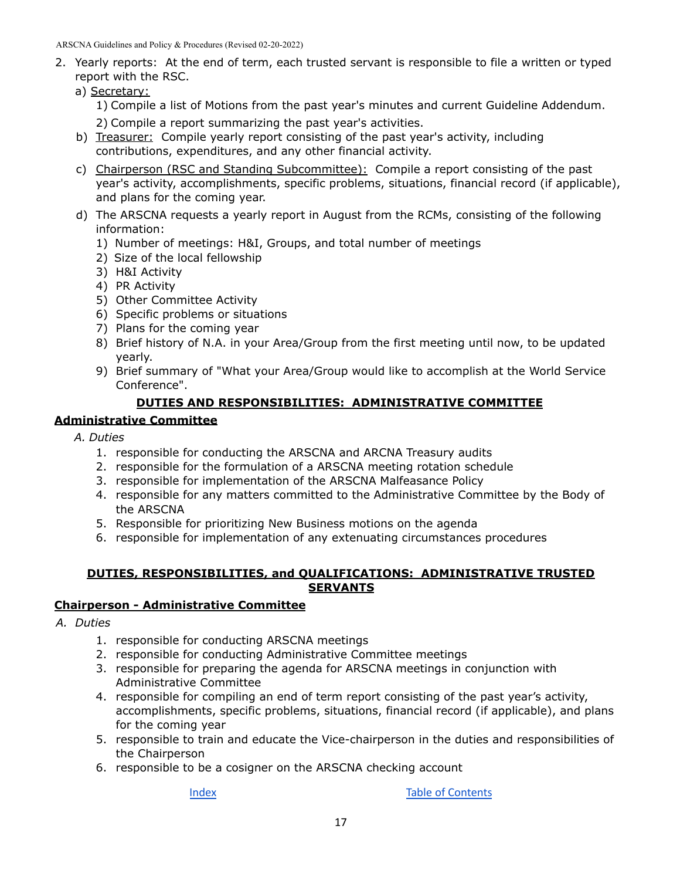2. Yearly reports: At the end of term, each trusted servant is responsible to file a written or typed report with the RSC.
   a) Secretary:
      1) Compile a list of Motions from the past year's minutes and current Guideline Addendum.
      2) Compile a report summarizing the past year's activities.
   b) Treasurer: Compile yearly report consisting of the past year's activity, including contributions, expenditures, and any other financial activity.
   c) Chairperson (RSC and Standing Subcommittee): Compile a report consisting of the past year's activity, accomplishments, specific problems, situations, financial record (if applicable), and plans for the coming year.
   d) The ARSCNA requests a yearly report in August from the RCMs, consisting of the following information:
      1) Number of meetings: H&I, Groups, and total number of meetings
      2) Size of the local fellowship
      3) H&I Activity
      4) PR Activity
      5) Other Committee Activity
      6) Specific problems or situations
      7) Plans for the coming year
      8) Brief history of N.A. in your Area/Group from the first meeting until now, to be updated yearly.
      9) Brief summary of "What your Area/Group would like to accomplish at the World Service Conference".

## DUTIES AND RESPONSIBILITIES: ADMINISTRATIVE COMMITTEE

### Administrative Committee

*A. Duties*

1. responsible for conducting the ARSCNA and ARCNA Treasury audits
2. responsible for the formulation of a ARSCNA meeting rotation schedule
3. responsible for implementation of the ARSCNA Malfeasance Policy
4. responsible for any matters committed to the Administrative Committee by the Body of the ARSCNA
5. Responsible for prioritizing New Business motions on the agenda
6. responsible for implementation of any extenuating circumstances procedures

## DUTIES, RESPONSIBILITIES, and QUALIFICATIONS: ADMINISTRATIVE TRUSTED SERVANTS

### Chairperson - Administrative Committee

*A. Duties*

1. responsible for conducting ARSCNA meetings
2. responsible for conducting Administrative Committee meetings
3. responsible for preparing the agenda for ARSCNA meetings in conjunction with Administrative Committee
4. responsible for compiling an end of term report consisting of the past year's activity, accomplishments, specific problems, situations, financial record (if applicable), and plans for the coming year
5. responsible to train and educate the Vice-chairperson in the duties and responsibilities of the Chairperson
6. responsible to be a cosigner on the ARSCNA checking account

Index Table of Contents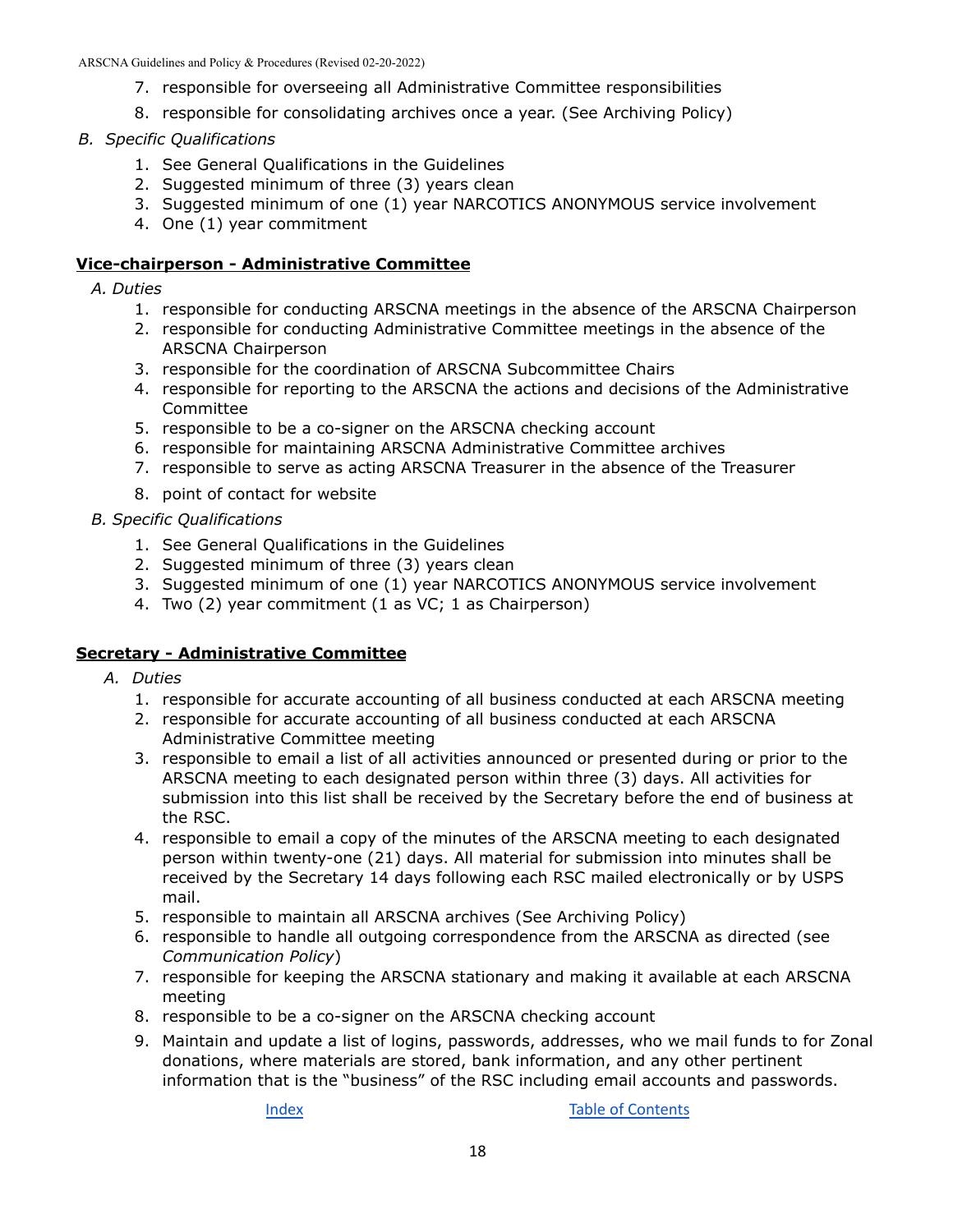7. responsible for overseeing all Administrative Committee responsibilities
8. responsible for consolidating archives once a year. (See Archiving Policy)

*B. Specific Qualifications*

1. See General Qualifications in the Guidelines
2. Suggested minimum of three (3) years clean
3. Suggested minimum of one (1) year NARCOTICS ANONYMOUS service involvement
4. One (1) year commitment

**Vice-chairperson - Administrative Committee**

*A. Duties*

1. responsible for conducting ARSCNA meetings in the absence of the ARSCNA Chairperson
2. responsible for conducting Administrative Committee meetings in the absence of the ARSCNA Chairperson
3. responsible for the coordination of ARSCNA Subcommittee Chairs
4. responsible for reporting to the ARSCNA the actions and decisions of the Administrative Committee
5. responsible to be a co-signer on the ARSCNA checking account
6. responsible for maintaining ARSCNA Administrative Committee archives
7. responsible to serve as acting ARSCNA Treasurer in the absence of the Treasurer
8. point of contact for website

*B. Specific Qualifications*

1. See General Qualifications in the Guidelines
2. Suggested minimum of three (3) years clean
3. Suggested minimum of one (1) year NARCOTICS ANONYMOUS service involvement
4. Two (2) year commitment (1 as VC; 1 as Chairperson)

**Secretary - Administrative Committee**

*A. Duties*

1. responsible for accurate accounting of all business conducted at each ARSCNA meeting
2. responsible for accurate accounting of all business conducted at each ARSCNA Administrative Committee meeting
3. responsible to email a list of all activities announced or presented during or prior to the ARSCNA meeting to each designated person within three (3) days. All activities for submission into this list shall be received by the Secretary before the end of business at the RSC.
4. responsible to email a copy of the minutes of the ARSCNA meeting to each designated person within twenty-one (21) days. All material for submission into minutes shall be received by the Secretary 14 days following each RSC mailed electronically or by USPS mail.
5. responsible to maintain all ARSCNA archives (See Archiving Policy)
6. responsible to handle all outgoing correspondence from the ARSCNA as directed (see *Communication Policy*)
7. responsible for keeping the ARSCNA stationary and making it available at each ARSCNA meeting
8. responsible to be a co-signer on the ARSCNA checking account
9. Maintain and update a list of logins, passwords, addresses, who we mail funds to for Zonal donations, where materials are stored, bank information, and any other pertinent information that is the "business" of the RSC including email accounts and passwords.

Index Table of Contents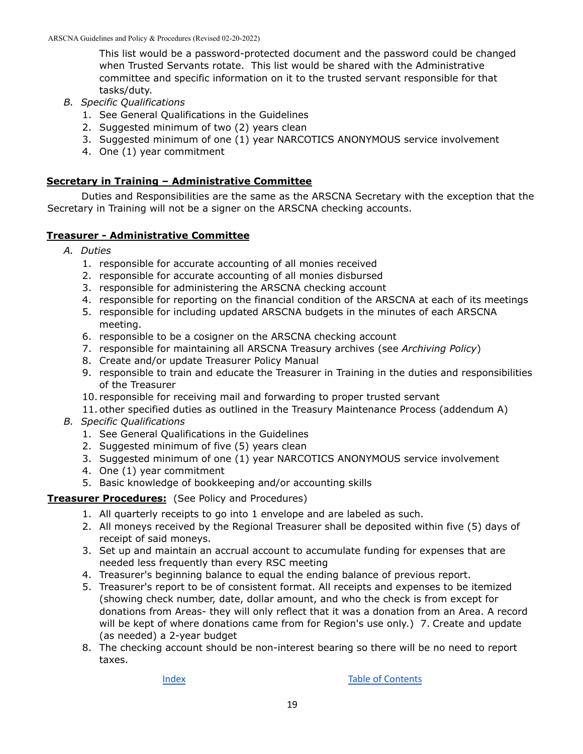This list would be a password-protected document and the password could be changed when Trusted Servants rotate. This list would be shared with the Administrative committee and specific information on it to the trusted servant responsible for that tasks/duty.

*B. Specific Qualifications*

1. See General Qualifications in the Guidelines
2. Suggested minimum of two (2) years clean
3. Suggested minimum of one (1) year NARCOTICS ANONYMOUS service involvement
4. One (1) year commitment

**Secretary in Training – Administrative Committee**

Duties and Responsibilities are the same as the ARSCNA Secretary with the exception that the Secretary in Training will not be a signer on the ARSCNA checking accounts.

**Treasurer - Administrative Committee**

*A. Duties*

1. responsible for accurate accounting of all monies received
2. responsible for accurate accounting of all monies disbursed
3. responsible for administering the ARSCNA checking account
4. responsible for reporting on the financial condition of the ARSCNA at each of its meetings
5. responsible for including updated ARSCNA budgets in the minutes of each ARSCNA meeting.
6. responsible to be a cosigner on the ARSCNA checking account
7. responsible for maintaining all ARSCNA Treasury archives (see *Archiving Policy*)
8. Create and/or update Treasurer Policy Manual
9. responsible to train and educate the Treasurer in Training in the duties and responsibilities of the Treasurer
10. responsible for receiving mail and forwarding to proper trusted servant
11. other specified duties as outlined in the Treasury Maintenance Process (addendum A)

*B. Specific Qualifications*

1. See General Qualifications in the Guidelines
2. Suggested minimum of five (5) years clean
3. Suggested minimum of one (1) year NARCOTICS ANONYMOUS service involvement
4. One (1) year commitment
5. Basic knowledge of bookkeeping and/or accounting skills

**Treasurer Procedures:** (See Policy and Procedures)

1. All quarterly receipts to go into 1 envelope and are labeled as such.
2. All moneys received by the Regional Treasurer shall be deposited within five (5) days of receipt of said moneys.
3. Set up and maintain an accrual account to accumulate funding for expenses that are needed less frequently than every RSC meeting
4. Treasurer's beginning balance to equal the ending balance of previous report.
5. Treasurer's report to be of consistent format. All receipts and expenses to be itemized (showing check number, date, dollar amount, and who the check is from except for donations from Areas- they will only reflect that it was a donation from an Area. A record will be kept of where donations came from for Region's use only.) 7. Create and update (as needed) a 2-year budget
8. The checking account should be non-interest bearing so there will be no need to report taxes.

Index Table of Contents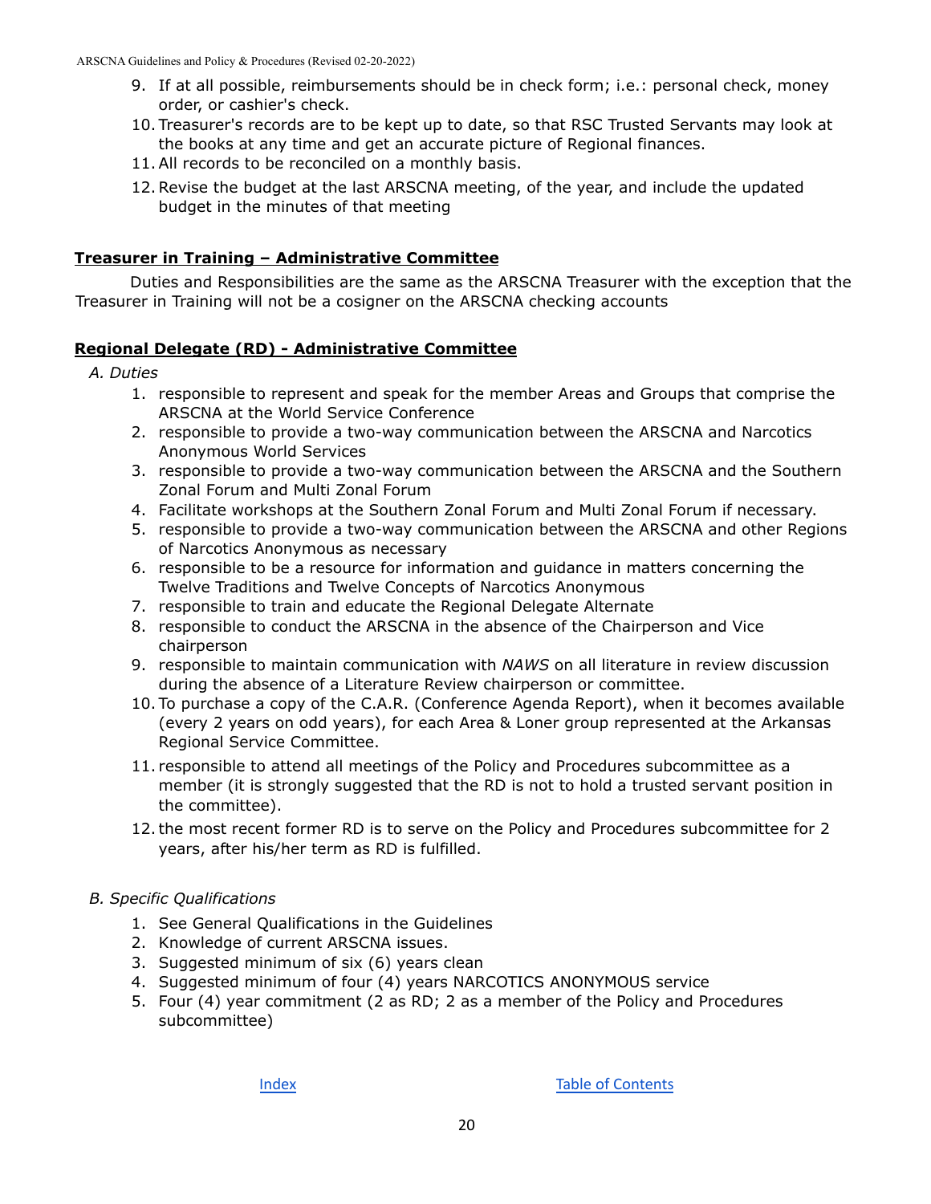9. If at all possible, reimbursements should be in check form; i.e.: personal check, money order, or cashier's check.
10. Treasurer's records are to be kept up to date, so that RSC Trusted Servants may look at the books at any time and get an accurate picture of Regional finances.
11. All records to be reconciled on a monthly basis.
12. Revise the budget at the last ARSCNA meeting, of the year, and include the updated budget in the minutes of that meeting

**Treasurer in Training – Administrative Committee**

Duties and Responsibilities are the same as the ARSCNA Treasurer with the exception that the Treasurer in Training will not be a cosigner on the ARSCNA checking accounts

**Regional Delegate (RD) - Administrative Committee**

*A. Duties*

1. responsible to represent and speak for the member Areas and Groups that comprise the ARSCNA at the World Service Conference
2. responsible to provide a two-way communication between the ARSCNA and Narcotics Anonymous World Services
3. responsible to provide a two-way communication between the ARSCNA and the Southern Zonal Forum and Multi Zonal Forum
4. Facilitate workshops at the Southern Zonal Forum and Multi Zonal Forum if necessary.
5. responsible to provide a two-way communication between the ARSCNA and other Regions of Narcotics Anonymous as necessary
6. responsible to be a resource for information and guidance in matters concerning the Twelve Traditions and Twelve Concepts of Narcotics Anonymous
7. responsible to train and educate the Regional Delegate Alternate
8. responsible to conduct the ARSCNA in the absence of the Chairperson and Vice chairperson
9. responsible to maintain communication with *NAWS* on all literature in review discussion during the absence of a Literature Review chairperson or committee.
10. To purchase a copy of the C.A.R. (Conference Agenda Report), when it becomes available (every 2 years on odd years), for each Area & Loner group represented at the Arkansas Regional Service Committee.
11. responsible to attend all meetings of the Policy and Procedures subcommittee as a member (it is strongly suggested that the RD is not to hold a trusted servant position in the committee).
12. the most recent former RD is to serve on the Policy and Procedures subcommittee for 2 years, after his/her term as RD is fulfilled.

*B. Specific Qualifications*

1. See General Qualifications in the Guidelines
2. Knowledge of current ARSCNA issues.
3. Suggested minimum of six (6) years clean
4. Suggested minimum of four (4) years NARCOTICS ANONYMOUS service
5. Four (4) year commitment (2 as RD; 2 as a member of the Policy and Procedures subcommittee)

Index Table of Contents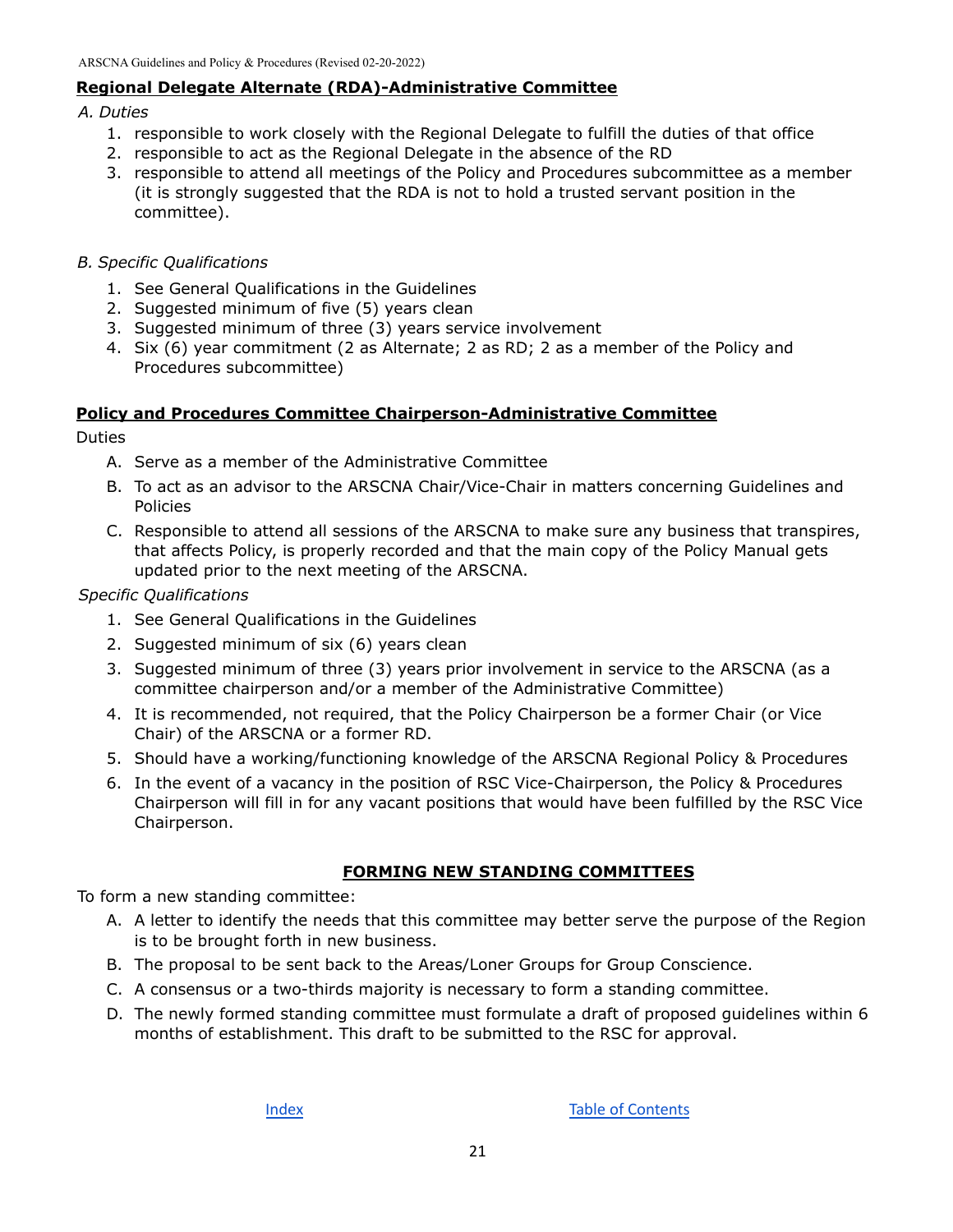## **Regional Delegate Alternate (RDA)-Administrative Committee**

*A. Duties*

1. responsible to work closely with the Regional Delegate to fulfill the duties of that office
2. responsible to act as the Regional Delegate in the absence of the RD
3. responsible to attend all meetings of the Policy and Procedures subcommittee as a member (it is strongly suggested that the RDA is not to hold a trusted servant position in the committee).

*B. Specific Qualifications*

1. See General Qualifications in the Guidelines
2. Suggested minimum of five (5) years clean
3. Suggested minimum of three (3) years service involvement
4. Six (6) year commitment (2 as Alternate; 2 as RD; 2 as a member of the Policy and Procedures subcommittee)

## **Policy and Procedures Committee Chairperson-Administrative Committee**

Duties

A. Serve as a member of the Administrative Committee
B. To act as an advisor to the ARSCNA Chair/Vice-Chair in matters concerning Guidelines and Policies
C. Responsible to attend all sessions of the ARSCNA to make sure any business that transpires, that affects Policy, is properly recorded and that the main copy of the Policy Manual gets updated prior to the next meeting of the ARSCNA.

*Specific Qualifications*

1. See General Qualifications in the Guidelines
2. Suggested minimum of six (6) years clean
3. Suggested minimum of three (3) years prior involvement in service to the ARSCNA (as a committee chairperson and/or a member of the Administrative Committee)
4. It is recommended, not required, that the Policy Chairperson be a former Chair (or Vice Chair) of the ARSCNA or a former RD.
5. Should have a working/functioning knowledge of the ARSCNA Regional Policy & Procedures
6. In the event of a vacancy in the position of RSC Vice-Chairperson, the Policy & Procedures Chairperson will fill in for any vacant positions that would have been fulfilled by the RSC Vice Chairperson.

## **FORMING NEW STANDING COMMITTEES**

To form a new standing committee:

A. A letter to identify the needs that this committee may better serve the purpose of the Region is to be brought forth in new business.
B. The proposal to be sent back to the Areas/Loner Groups for Group Conscience.
C. A consensus or a two-thirds majority is necessary to form a standing committee.
D. The newly formed standing committee must formulate a draft of proposed guidelines within 6 months of establishment. This draft to be submitted to the RSC for approval.

Index Table of Contents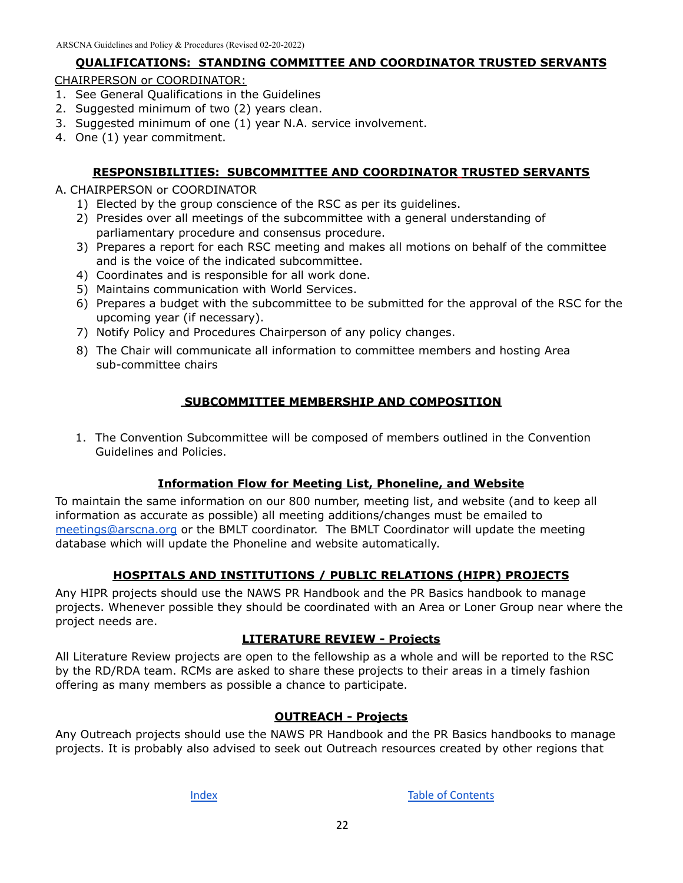## QUALIFICATIONS: STANDING COMMITTEE AND COORDINATOR TRUSTED SERVANTS

CHAIRPERSON or COORDINATOR:

1. See General Qualifications in the Guidelines
2. Suggested minimum of two (2) years clean.
3. Suggested minimum of one (1) year N.A. service involvement.
4. One (1) year commitment.

## RESPONSIBILITIES: SUBCOMMITTEE AND COORDINATOR TRUSTED SERVANTS

A. CHAIRPERSON or COORDINATOR

1) Elected by the group conscience of the RSC as per its guidelines.
2) Presides over all meetings of the subcommittee with a general understanding of parliamentary procedure and consensus procedure.
3) Prepares a report for each RSC meeting and makes all motions on behalf of the committee and is the voice of the indicated subcommittee.
4) Coordinates and is responsible for all work done.
5) Maintains communication with World Services.
6) Prepares a budget with the subcommittee to be submitted for the approval of the RSC for the upcoming year (if necessary).
7) Notify Policy and Procedures Chairperson of any policy changes.
8) The Chair will communicate all information to committee members and hosting Area sub-committee chairs

## SUBCOMMITTEE MEMBERSHIP AND COMPOSITION

1. The Convention Subcommittee will be composed of members outlined in the Convention Guidelines and Policies.

## Information Flow for Meeting List, Phoneline, and Website

To maintain the same information on our 800 number, meeting list, and website (and to keep all information as accurate as possible) all meeting additions/changes must be emailed to meetings@arscna.org or the BMLT coordinator. The BMLT Coordinator will update the meeting database which will update the Phoneline and website automatically.

## HOSPITALS AND INSTITUTIONS / PUBLIC RELATIONS (HIPR) PROJECTS

Any HIPR projects should use the NAWS PR Handbook and the PR Basics handbook to manage projects. Whenever possible they should be coordinated with an Area or Loner Group near where the project needs are.

## LITERATURE REVIEW - Projects

All Literature Review projects are open to the fellowship as a whole and will be reported to the RSC by the RD/RDA team. RCMs are asked to share these projects to their areas in a timely fashion offering as many members as possible a chance to participate.

## OUTREACH - Projects

Any Outreach projects should use the NAWS PR Handbook and the PR Basics handbooks to manage projects. It is probably also advised to seek out Outreach resources created by other regions that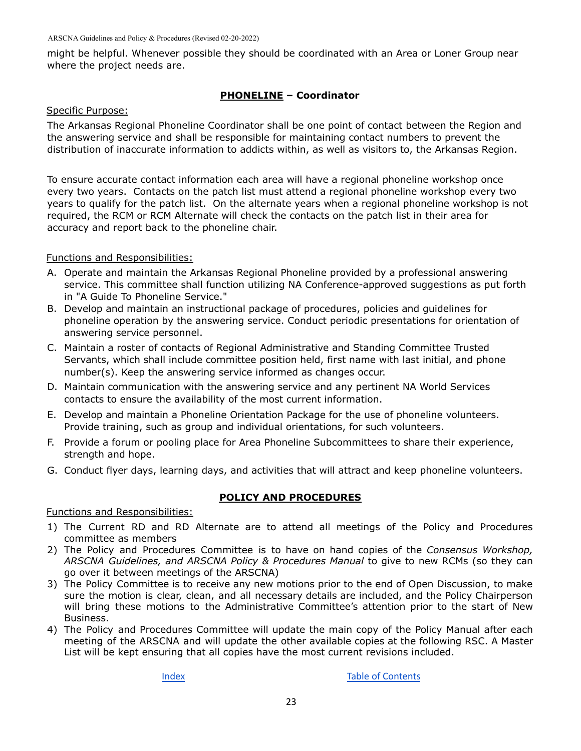might be helpful. Whenever possible they should be coordinated with an Area or Loner Group near where the project needs are.

## **PHONELINE – Coordinator**

Specific Purpose:

The Arkansas Regional Phoneline Coordinator shall be one point of contact between the Region and the answering service and shall be responsible for maintaining contact numbers to prevent the distribution of inaccurate information to addicts within, as well as visitors to, the Arkansas Region.

To ensure accurate contact information each area will have a regional phoneline workshop once every two years. Contacts on the patch list must attend a regional phoneline workshop every two years to qualify for the patch list. On the alternate years when a regional phoneline workshop is not required, the RCM or RCM Alternate will check the contacts on the patch list in their area for accuracy and report back to the phoneline chair.

Functions and Responsibilities:

A. Operate and maintain the Arkansas Regional Phoneline provided by a professional answering service. This committee shall function utilizing NA Conference-approved suggestions as put forth in "A Guide To Phoneline Service."
B. Develop and maintain an instructional package of procedures, policies and guidelines for phoneline operation by the answering service. Conduct periodic presentations for orientation of answering service personnel.
C. Maintain a roster of contacts of Regional Administrative and Standing Committee Trusted Servants, which shall include committee position held, first name with last initial, and phone number(s). Keep the answering service informed as changes occur.
D. Maintain communication with the answering service and any pertinent NA World Services contacts to ensure the availability of the most current information.
E. Develop and maintain a Phoneline Orientation Package for the use of phoneline volunteers. Provide training, such as group and individual orientations, for such volunteers.
F. Provide a forum or pooling place for Area Phoneline Subcommittees to share their experience, strength and hope.
G. Conduct flyer days, learning days, and activities that will attract and keep phoneline volunteers.

## **POLICY AND PROCEDURES**

Functions and Responsibilities:

1) The Current RD and RD Alternate are to attend all meetings of the Policy and Procedures committee as members
2) The Policy and Procedures Committee is to have on hand copies of the *Consensus Workshop, ARSCNA Guidelines, and ARSCNA Policy & Procedures Manual* to give to new RCMs (so they can go over it between meetings of the ARSCNA)
3) The Policy Committee is to receive any new motions prior to the end of Open Discussion, to make sure the motion is clear, clean, and all necessary details are included, and the Policy Chairperson will bring these motions to the Administrative Committee's attention prior to the start of New Business.
4) The Policy and Procedures Committee will update the main copy of the Policy Manual after each meeting of the ARSCNA and will update the other available copies at the following RSC. A Master List will be kept ensuring that all copies have the most current revisions included.

Index Table of Contents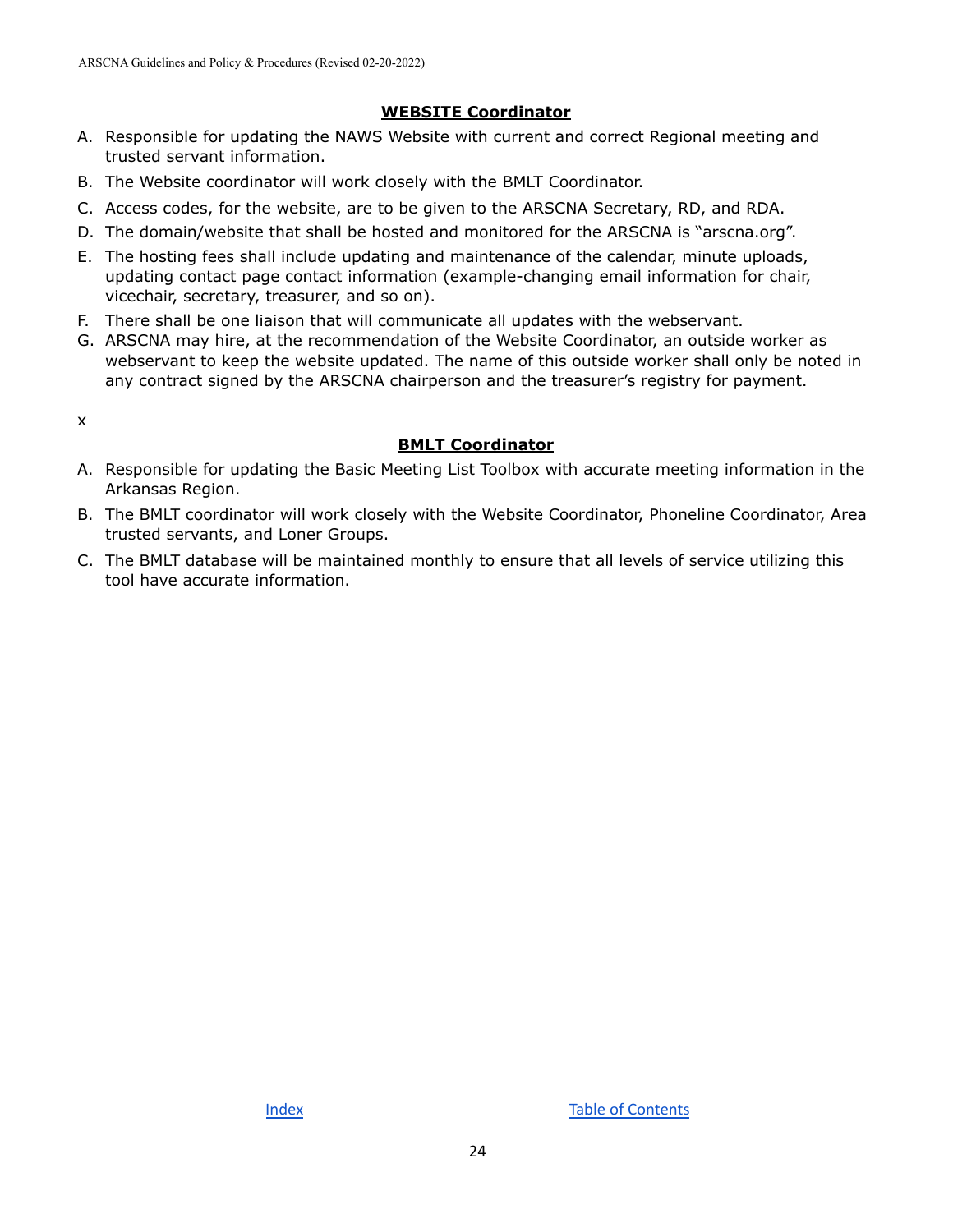## WEBSITE Coordinator

A. Responsible for updating the NAWS Website with current and correct Regional meeting and trusted servant information.
B. The Website coordinator will work closely with the BMLT Coordinator.
C. Access codes, for the website, are to be given to the ARSCNA Secretary, RD, and RDA.
D. The domain/website that shall be hosted and monitored for the ARSCNA is "arscna.org".
E. The hosting fees shall include updating and maintenance of the calendar, minute uploads, updating contact page contact information (example-changing email information for chair, vicechair, secretary, treasurer, and so on).
F. There shall be one liaison that will communicate all updates with the webservant.
G. ARSCNA may hire, at the recommendation of the Website Coordinator, an outside worker as webservant to keep the website updated. The name of this outside worker shall only be noted in any contract signed by the ARSCNA chairperson and the treasurer's registry for payment.

x

## BMLT Coordinator

A. Responsible for updating the Basic Meeting List Toolbox with accurate meeting information in the Arkansas Region.
B. The BMLT coordinator will work closely with the Website Coordinator, Phoneline Coordinator, Area trusted servants, and Loner Groups.
C. The BMLT database will be maintained monthly to ensure that all levels of service utilizing this tool have accurate information.

[Index](#) [Table of Contents](#)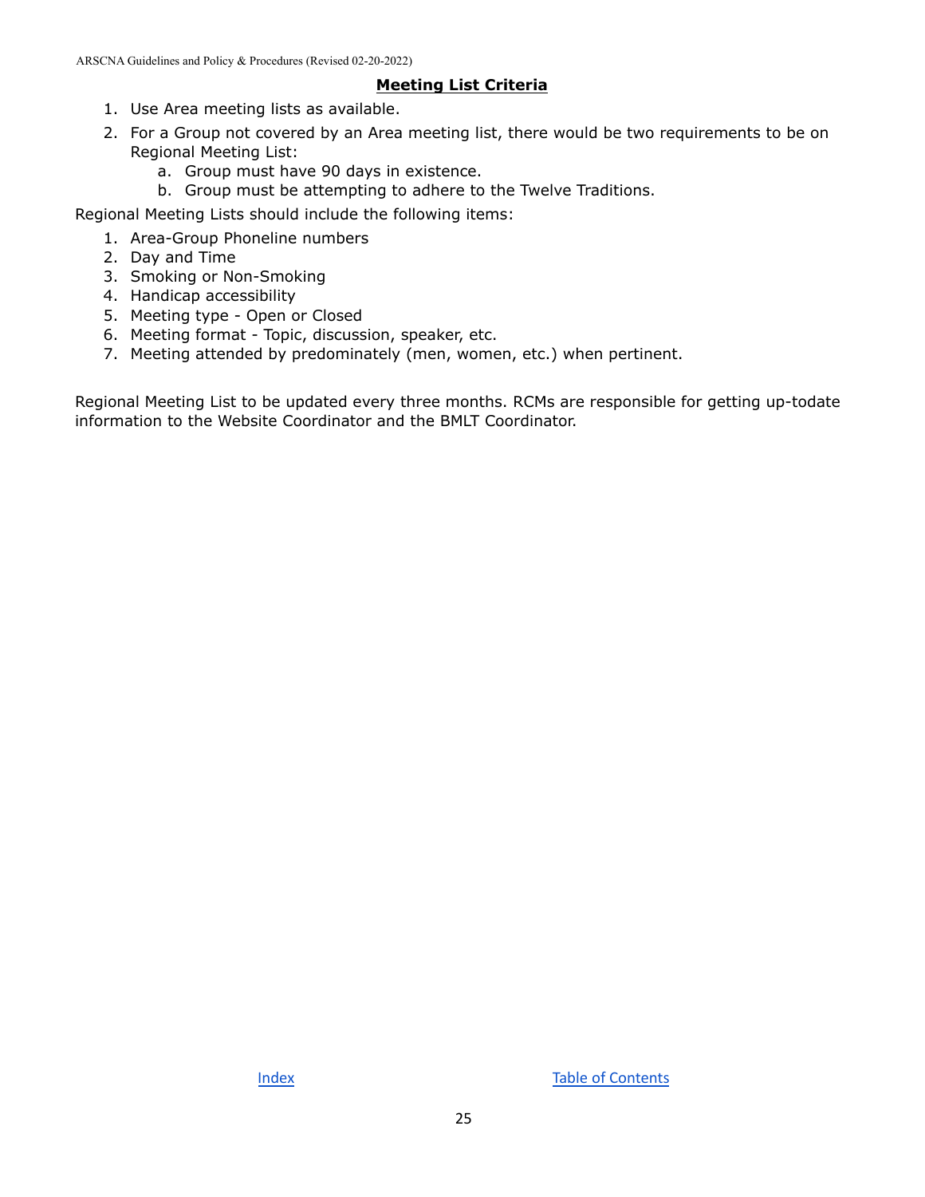## Meeting List Criteria

1. Use Area meeting lists as available.
2. For a Group not covered by an Area meeting list, there would be two requirements to be on Regional Meeting List:
   a. Group must have 90 days in existence.
   b. Group must be attempting to adhere to the Twelve Traditions.

Regional Meeting Lists should include the following items:

1. Area-Group Phoneline numbers
2. Day and Time
3. Smoking or Non-Smoking
4. Handicap accessibility
5. Meeting type - Open or Closed
6. Meeting format - Topic, discussion, speaker, etc.
7. Meeting attended by predominately (men, women, etc.) when pertinent.

Regional Meeting List to be updated every three months. RCMs are responsible for getting up-todate information to the Website Coordinator and the BMLT Coordinator.

[Index](#) [Table of Contents](#)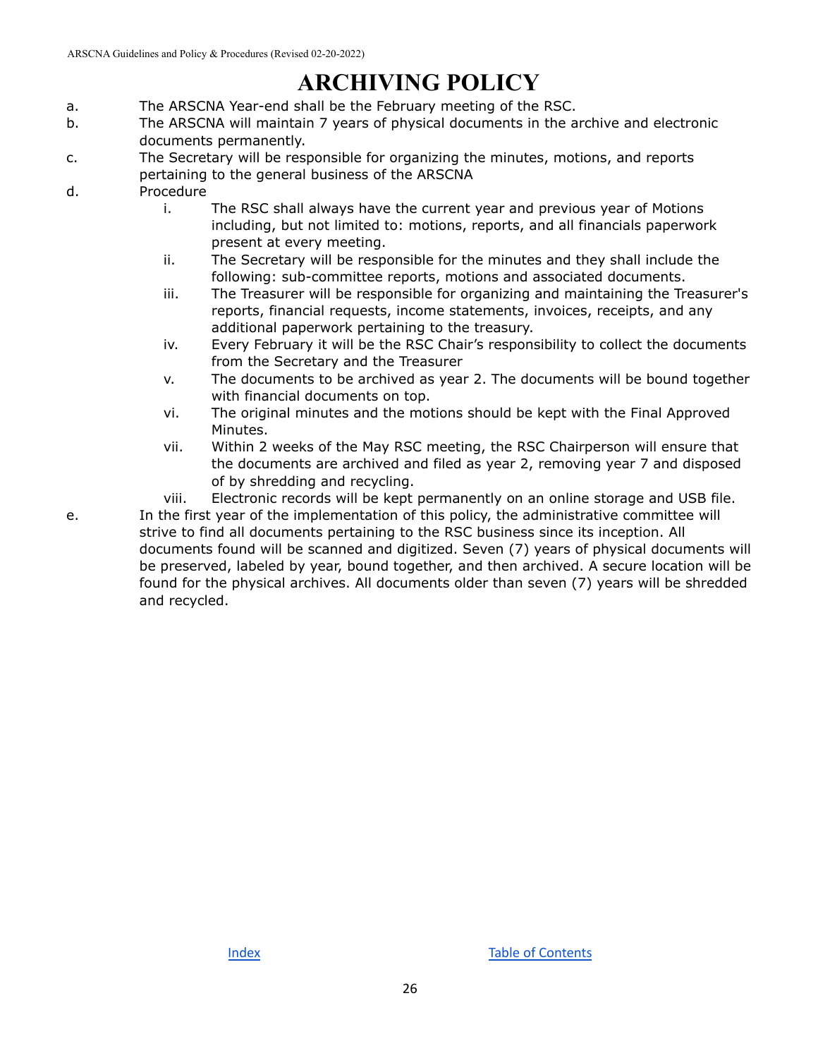# ARCHIVING POLICY

a. The ARSCNA Year-end shall be the February meeting of the RSC.

b. The ARSCNA will maintain 7 years of physical documents in the archive and electronic documents permanently.

c. The Secretary will be responsible for organizing the minutes, motions, and reports pertaining to the general business of the ARSCNA

d. Procedure

   i. The RSC shall always have the current year and previous year of Motions including, but not limited to: motions, reports, and all financials paperwork present at every meeting.

   ii. The Secretary will be responsible for the minutes and they shall include the following: sub-committee reports, motions and associated documents.

   iii. The Treasurer will be responsible for organizing and maintaining the Treasurer's reports, financial requests, income statements, invoices, receipts, and any additional paperwork pertaining to the treasury.

   iv. Every February it will be the RSC Chair's responsibility to collect the documents from the Secretary and the Treasurer

   v. The documents to be archived as year 2. The documents will be bound together with financial documents on top.

   vi. The original minutes and the motions should be kept with the Final Approved Minutes.

   vii. Within 2 weeks of the May RSC meeting, the RSC Chairperson will ensure that the documents are archived and filed as year 2, removing year 7 and disposed of by shredding and recycling.

   viii. Electronic records will be kept permanently on an online storage and USB file.

e. In the first year of the implementation of this policy, the administrative committee will strive to find all documents pertaining to the RSC business since its inception. All documents found will be scanned and digitized. Seven (7) years of physical documents will be preserved, labeled by year, bound together, and then archived. A secure location will be found for the physical archives. All documents older than seven (7) years will be shredded and recycled.

Index Table of Contents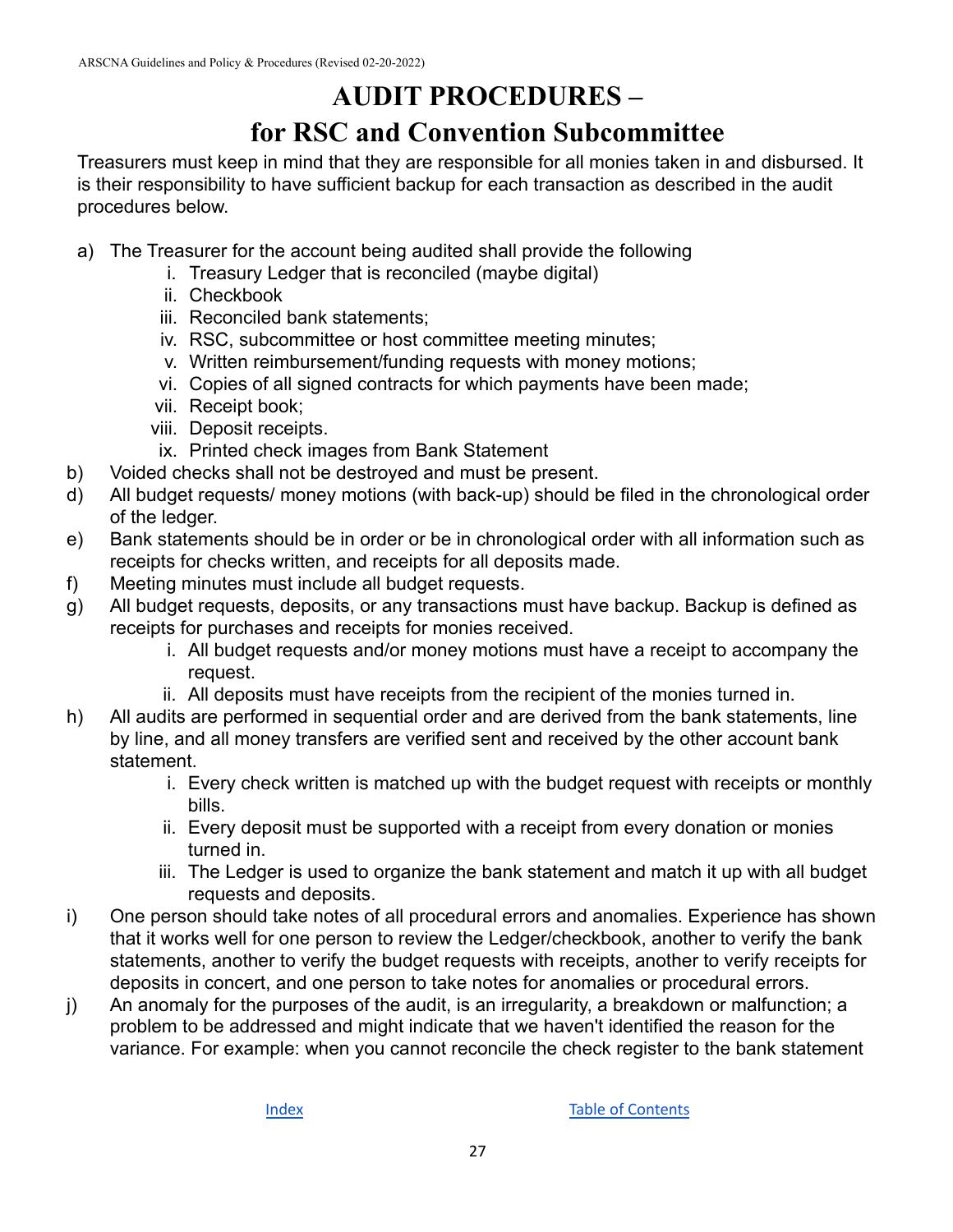# AUDIT PROCEDURES – for RSC and Convention Subcommittee

Treasurers must keep in mind that they are responsible for all monies taken in and disbursed. It is their responsibility to have sufficient backup for each transaction as described in the audit procedures below.

a) The Treasurer for the account being audited shall provide the following
   i. Treasury Ledger that is reconciled (maybe digital)
   ii. Checkbook
   iii. Reconciled bank statements;
   iv. RSC, subcommittee or host committee meeting minutes;
   v. Written reimbursement/funding requests with money motions;
   vi. Copies of all signed contracts for which payments have been made;
   vii. Receipt book;
   viii. Deposit receipts.
   ix. Printed check images from Bank Statement

b) Voided checks shall not be destroyed and must be present.

d) All budget requests/ money motions (with back-up) should be filed in the chronological order of the ledger.

e) Bank statements should be in order or be in chronological order with all information such as receipts for checks written, and receipts for all deposits made.

f) Meeting minutes must include all budget requests.

g) All budget requests, deposits, or any transactions must have backup. Backup is defined as receipts for purchases and receipts for monies received.
   i. All budget requests and/or money motions must have a receipt to accompany the request.
   ii. All deposits must have receipts from the recipient of the monies turned in.

h) All audits are performed in sequential order and are derived from the bank statements, line by line, and all money transfers are verified sent and received by the other account bank statement.
   i. Every check written is matched up with the budget request with receipts or monthly bills.
   ii. Every deposit must be supported with a receipt from every donation or monies turned in.
   iii. The Ledger is used to organize the bank statement and match it up with all budget requests and deposits.

i) One person should take notes of all procedural errors and anomalies. Experience has shown that it works well for one person to review the Ledger/checkbook, another to verify the bank statements, another to verify the budget requests with receipts, another to verify receipts for deposits in concert, and one person to take notes for anomalies or procedural errors.

j) An anomaly for the purposes of the audit, is an irregularity, a breakdown or malfunction; a problem to be addressed and might indicate that we haven't identified the reason for the variance. For example: when you cannot reconcile the check register to the bank statement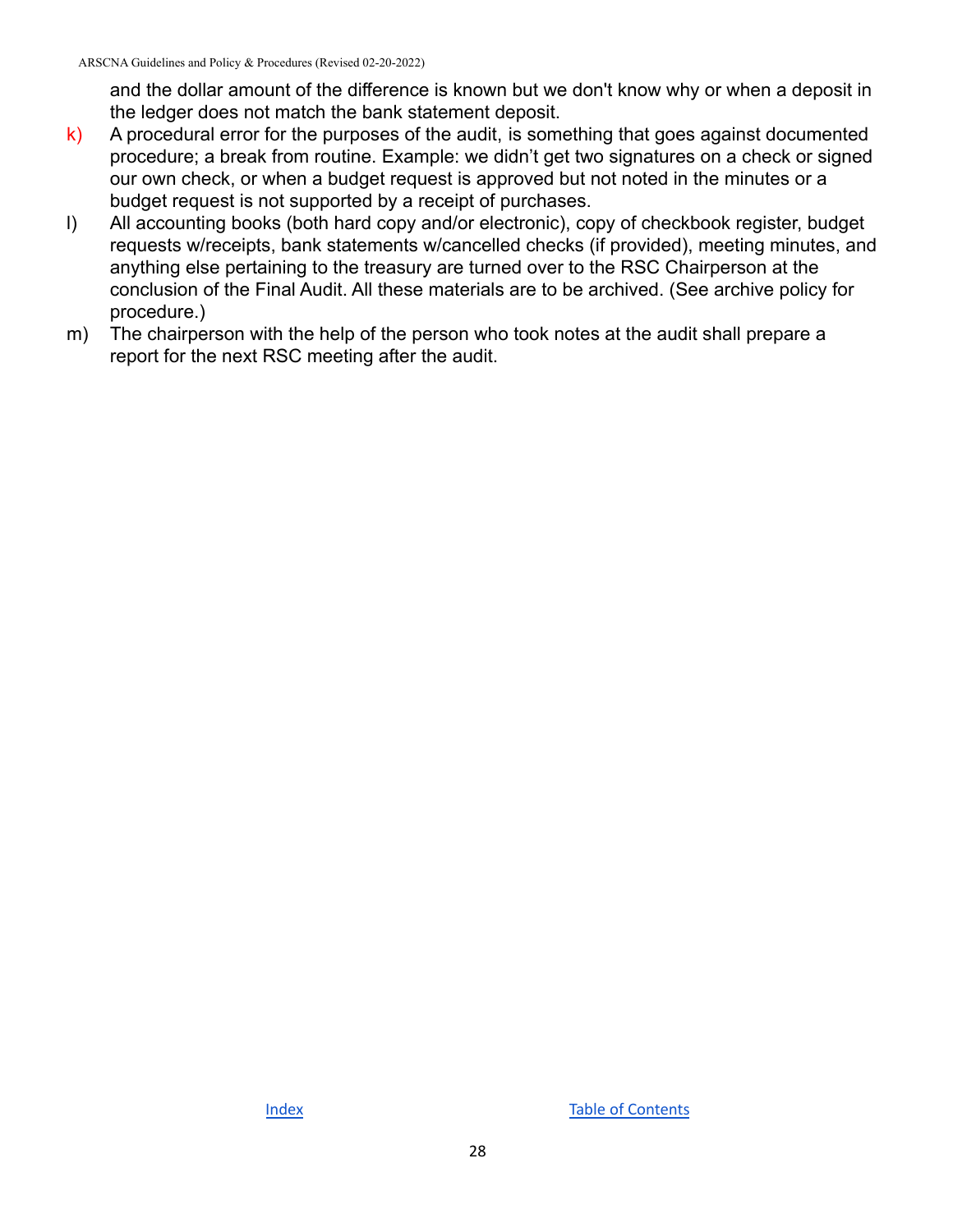and the dollar amount of the difference is known but we don't know why or when a deposit in the ledger does not match the bank statement deposit.

k) A procedural error for the purposes of the audit, is something that goes against documented procedure; a break from routine. Example: we didn't get two signatures on a check or signed our own check, or when a budget request is approved but not noted in the minutes or a budget request is not supported by a receipt of purchases.

l) All accounting books (both hard copy and/or electronic), copy of checkbook register, budget requests w/receipts, bank statements w/cancelled checks (if provided), meeting minutes, and anything else pertaining to the treasury are turned over to the RSC Chairperson at the conclusion of the Final Audit. All these materials are to be archived. (See archive policy for procedure.)

m) The chairperson with the help of the person who took notes at the audit shall prepare a report for the next RSC meeting after the audit.

Index Table of Contents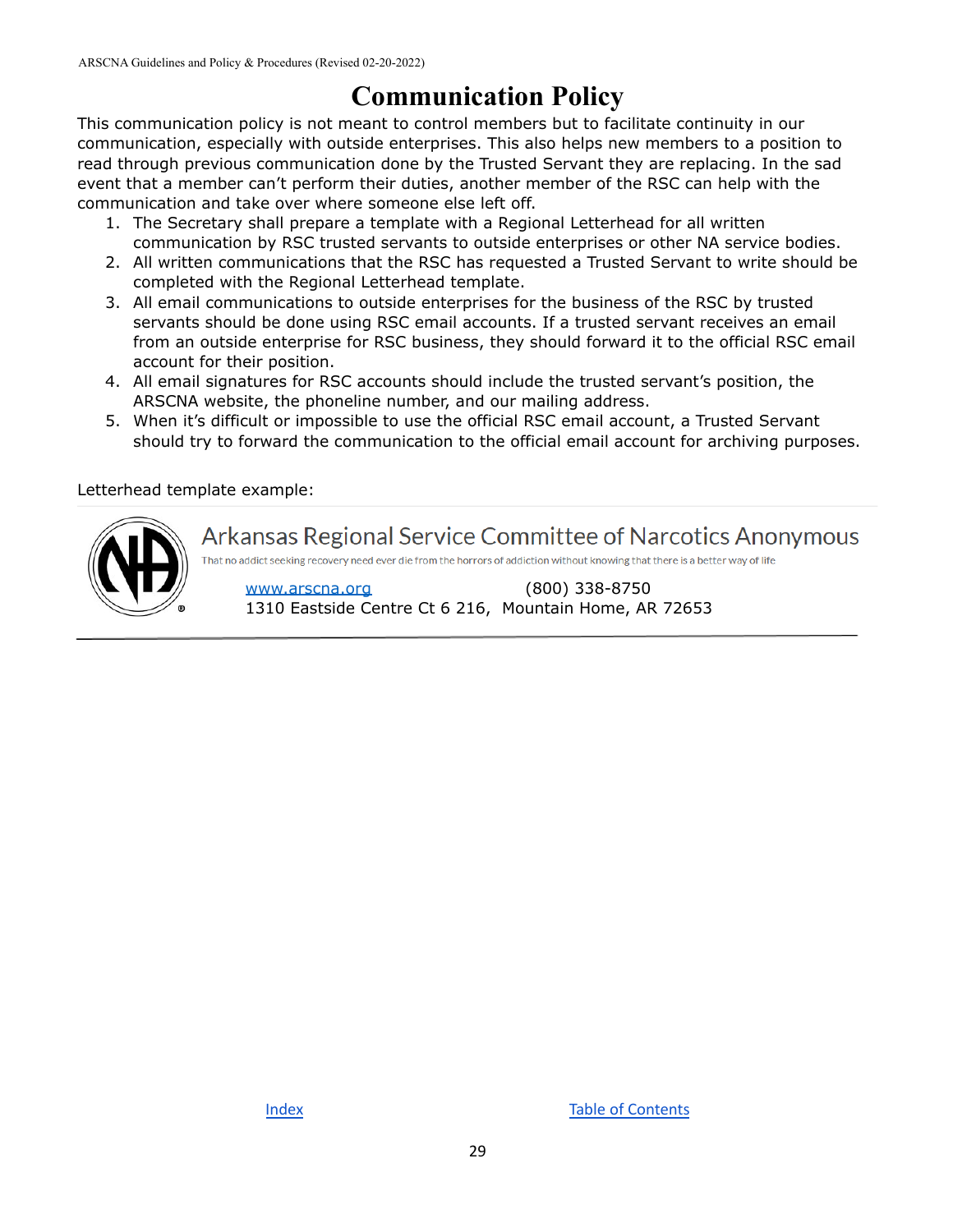# Communication Policy

This communication policy is not meant to control members but to facilitate continuity in our communication, especially with outside enterprises. This also helps new members to a position to read through previous communication done by the Trusted Servant they are replacing. In the sad event that a member can't perform their duties, another member of the RSC can help with the communication and take over where someone else left off.

1. The Secretary shall prepare a template with a Regional Letterhead for all written communication by RSC trusted servants to outside enterprises or other NA service bodies.
2. All written communications that the RSC has requested a Trusted Servant to write should be completed with the Regional Letterhead template.
3. All email communications to outside enterprises for the business of the RSC by trusted servants should be done using RSC email accounts. If a trusted servant receives an email from an outside enterprise for RSC business, they should forward it to the official RSC email account for their position.
4. All email signatures for RSC accounts should include the trusted servant's position, the ARSCNA website, the phoneline number, and our mailing address.
5. When it's difficult or impossible to use the official RSC email account, a Trusted Servant should try to forward the communication to the official email account for archiving purposes.

Letterhead template example:

Arkansas Regional Service Committee of Narcotics Anonymous

That no addict seeking recovery need ever die from the horrors of addiction without knowing that there is a better way of life

www.arscna.org (800) 338-8750
1310 Eastside Centre Ct 6 216, Mountain Home, AR 72653

---

Index    Table of Contents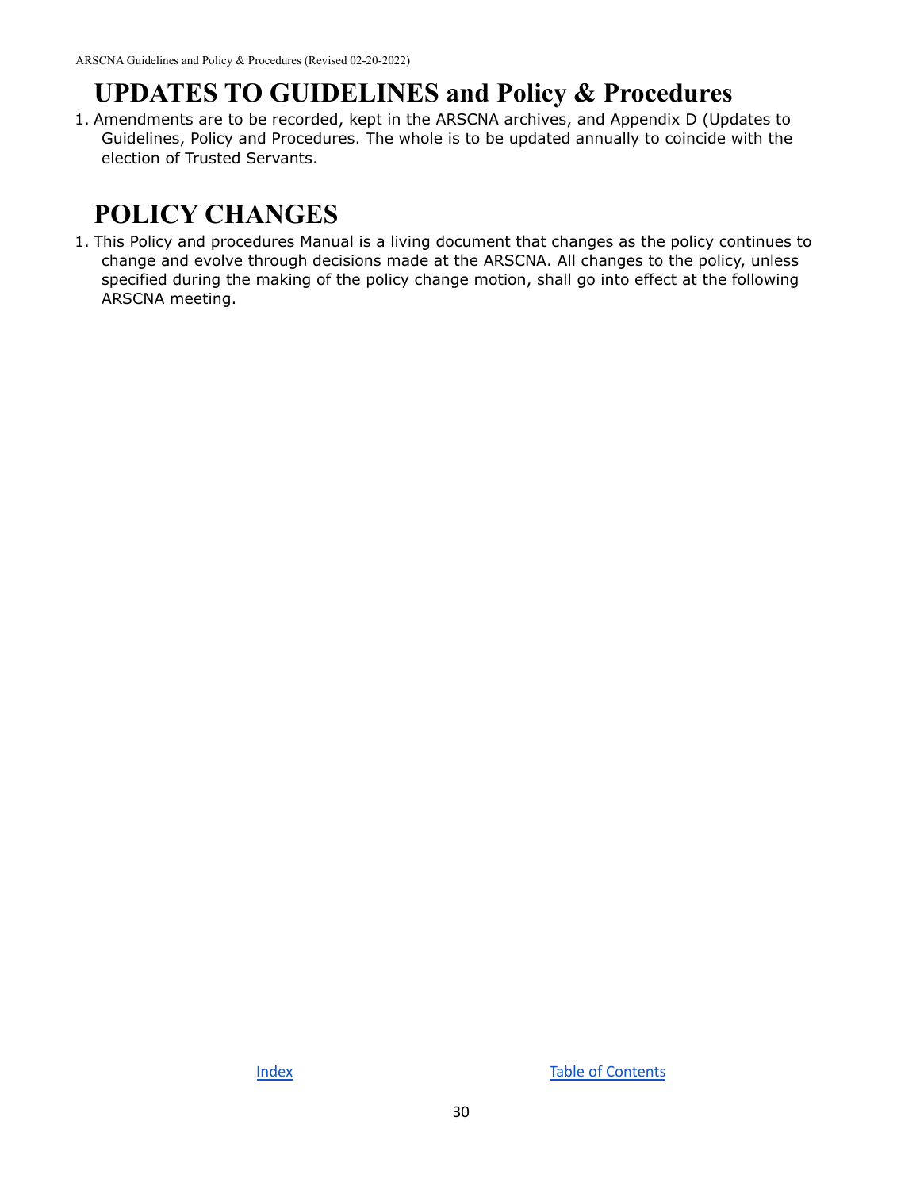# UPDATES TO GUIDELINES and Policy & Procedures

1. Amendments are to be recorded, kept in the ARSCNA archives, and Appendix D (Updates to Guidelines, Policy and Procedures. The whole is to be updated annually to coincide with the election of Trusted Servants.

# POLICY CHANGES

1. This Policy and procedures Manual is a living document that changes as the policy continues to change and evolve through decisions made at the ARSCNA. All changes to the policy, unless specified during the making of the policy change motion, shall go into effect at the following ARSCNA meeting.

Index    Table of Contents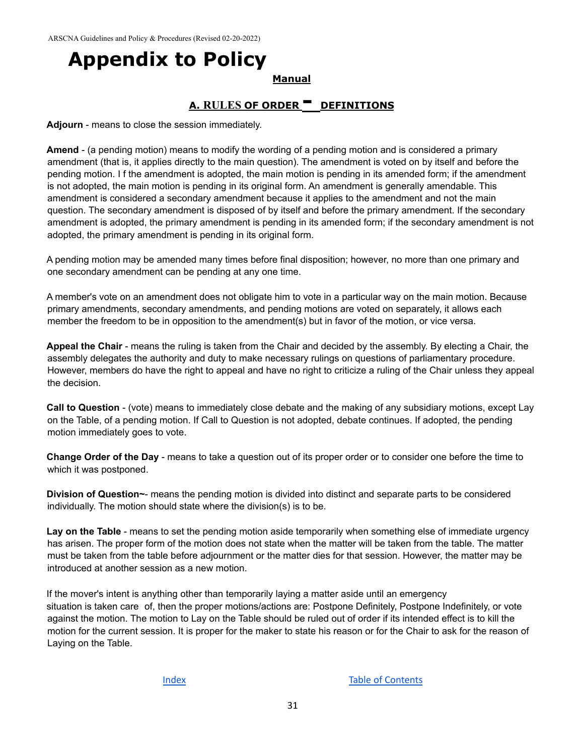# Appendix to Policy

**Manual**

## A. RULES OF ORDER - DEFINITIONS

**Adjourn** - means to close the session immediately.

**Amend** - (a pending motion) means to modify the wording of a pending motion and is considered a primary amendment (that is, it applies directly to the main question). The amendment is voted on by itself and before the pending motion. I f the amendment is adopted, the main motion is pending in its amended form; if the amendment is not adopted, the main motion is pending in its original form. An amendment is generally amendable. This amendment is considered a secondary amendment because it applies to the amendment and not the main question. The secondary amendment is disposed of by itself and before the primary amendment. If the secondary amendment is adopted, the primary amendment is pending in its amended form; if the secondary amendment is not adopted, the primary amendment is pending in its original form.

A pending motion may be amended many times before final disposition; however, no more than one primary and one secondary amendment can be pending at any one time.

A member's vote on an amendment does not obligate him to vote in a particular way on the main motion. Because primary amendments, secondary amendments, and pending motions are voted on separately, it allows each member the freedom to be in opposition to the amendment(s) but in favor of the motion, or vice versa.

**Appeal the Chair** - means the ruling is taken from the Chair and decided by the assembly. By electing a Chair, the assembly delegates the authority and duty to make necessary rulings on questions of parliamentary procedure. However, members do have the right to appeal and have no right to criticize a ruling of the Chair unless they appeal the decision.

**Call to Question** - (vote) means to immediately close debate and the making of any subsidiary motions, except Lay on the Table, of a pending motion. If Call to Question is not adopted, debate continues. If adopted, the pending motion immediately goes to vote.

**Change Order of the Day** - means to take a question out of its proper order or to consider one before the time to which it was postponed.

**Division of Question~**- means the pending motion is divided into distinct and separate parts to be considered individually. The motion should state where the division(s) is to be.

**Lay on the Table** - means to set the pending motion aside temporarily when something else of immediate urgency has arisen. The proper form of the motion does not state when the matter will be taken from the table. The matter must be taken from the table before adjournment or the matter dies for that session. However, the matter may be introduced at another session as a new motion.

If the mover's intent is anything other than temporarily laying a matter aside until an emergency situation is taken care of, then the proper motions/actions are: Postpone Definitely, Postpone Indefinitely, or vote against the motion. The motion to Lay on the Table should be ruled out of order if its intended effect is to kill the motion for the current session. It is proper for the maker to state his reason or for the Chair to ask for the reason of Laying on the Table.

Index Table of Contents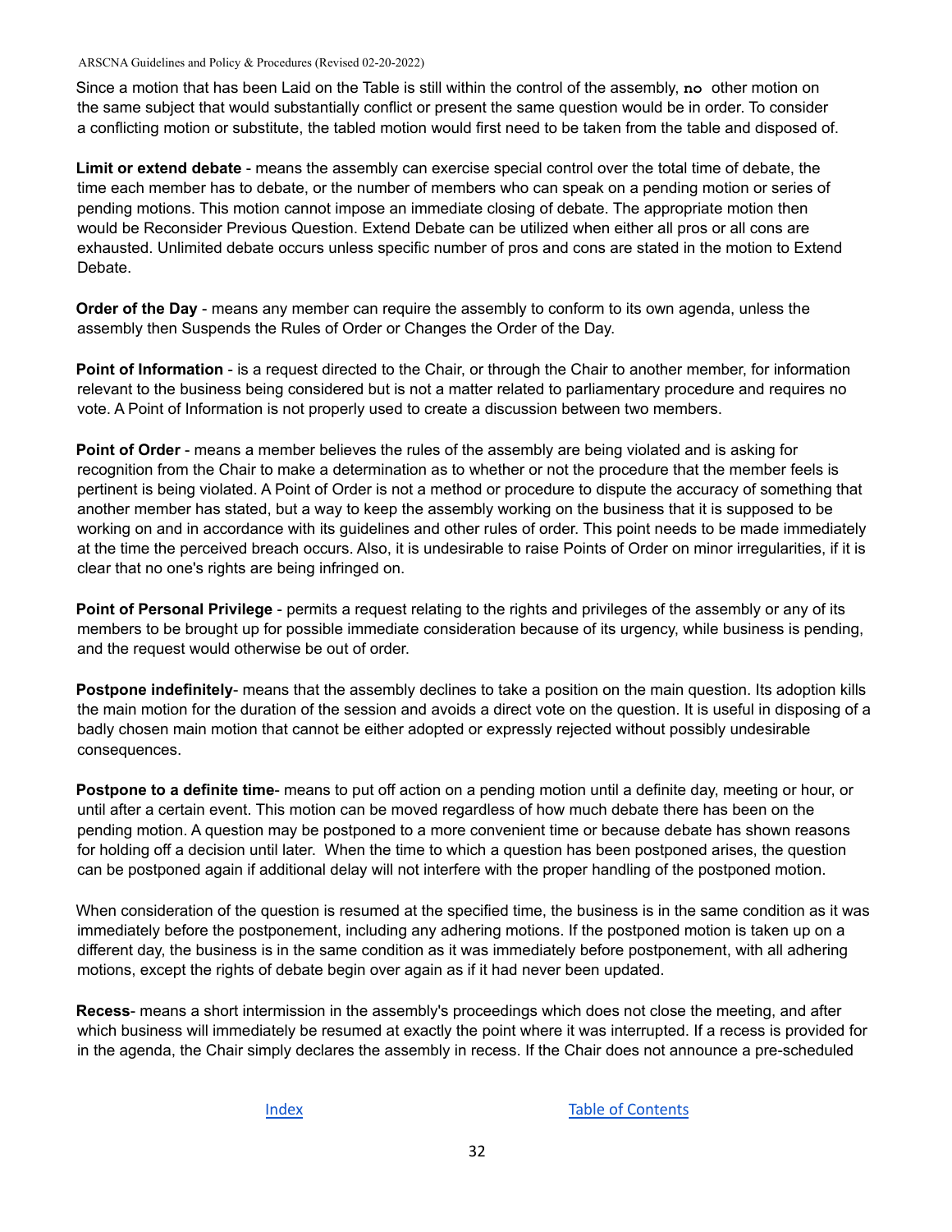Since a motion that has been Laid on the Table is still within the control of the assembly, **no** other motion on the same subject that would substantially conflict or present the same question would be in order. To consider a conflicting motion or substitute, the tabled motion would first need to be taken from the table and disposed of.

**Limit or extend debate** - means the assembly can exercise special control over the total time of debate, the time each member has to debate, or the number of members who can speak on a pending motion or series of pending motions. This motion cannot impose an immediate closing of debate. The appropriate motion then would be Reconsider Previous Question. Extend Debate can be utilized when either all pros or all cons are exhausted. Unlimited debate occurs unless specific number of pros and cons are stated in the motion to Extend Debate.

**Order of the Day** - means any member can require the assembly to conform to its own agenda, unless the assembly then Suspends the Rules of Order or Changes the Order of the Day.

**Point of Information** - is a request directed to the Chair, or through the Chair to another member, for information relevant to the business being considered but is not a matter related to parliamentary procedure and requires no vote. A Point of Information is not properly used to create a discussion between two members.

**Point of Order** - means a member believes the rules of the assembly are being violated and is asking for recognition from the Chair to make a determination as to whether or not the procedure that the member feels is pertinent is being violated. A Point of Order is not a method or procedure to dispute the accuracy of something that another member has stated, but a way to keep the assembly working on the business that it is supposed to be working on and in accordance with its guidelines and other rules of order. This point needs to be made immediately at the time the perceived breach occurs. Also, it is undesirable to raise Points of Order on minor irregularities, if it is clear that no one's rights are being infringed on.

**Point of Personal Privilege** - permits a request relating to the rights and privileges of the assembly or any of its members to be brought up for possible immediate consideration because of its urgency, while business is pending, and the request would otherwise be out of order.

**Postpone indefinitely**- means that the assembly declines to take a position on the main question. Its adoption kills the main motion for the duration of the session and avoids a direct vote on the question. It is useful in disposing of a badly chosen main motion that cannot be either adopted or expressly rejected without possibly undesirable consequences.

**Postpone to a definite time**- means to put off action on a pending motion until a definite day, meeting or hour, or until after a certain event. This motion can be moved regardless of how much debate there has been on the pending motion. A question may be postponed to a more convenient time or because debate has shown reasons for holding off a decision until later. When the time to which a question has been postponed arises, the question can be postponed again if additional delay will not interfere with the proper handling of the postponed motion.

When consideration of the question is resumed at the specified time, the business is in the same condition as it was immediately before the postponement, including any adhering motions. If the postponed motion is taken up on a different day, the business is in the same condition as it was immediately before postponement, with all adhering motions, except the rights of debate begin over again as if it had never been updated.

**Recess**- means a short intermission in the assembly's proceedings which does not close the meeting, and after which business will immediately be resumed at exactly the point where it was interrupted. If a recess is provided for in the agenda, the Chair simply declares the assembly in recess. If the Chair does not announce a pre-scheduled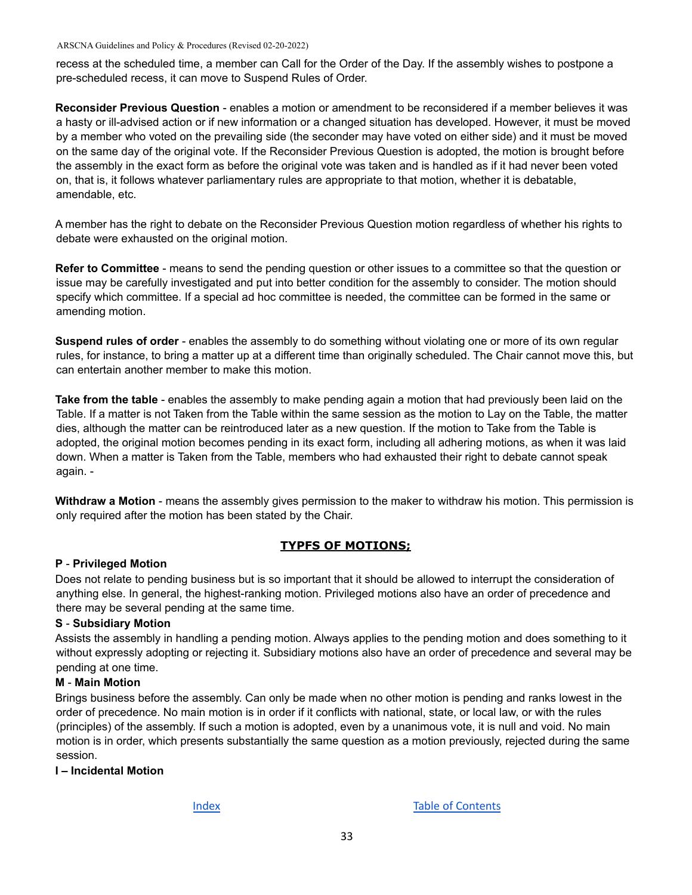recess at the scheduled time, a member can Call for the Order of the Day. If the assembly wishes to postpone a pre-scheduled recess, it can move to Suspend Rules of Order.

**Reconsider Previous Question** - enables a motion or amendment to be reconsidered if a member believes it was a hasty or ill-advised action or if new information or a changed situation has developed. However, it must be moved by a member who voted on the prevailing side (the seconder may have voted on either side) and it must be moved on the same day of the original vote. If the Reconsider Previous Question is adopted, the motion is brought before the assembly in the exact form as before the original vote was taken and is handled as if it had never been voted on, that is, it follows whatever parliamentary rules are appropriate to that motion, whether it is debatable, amendable, etc.

A member has the right to debate on the Reconsider Previous Question motion regardless of whether his rights to debate were exhausted on the original motion.

**Refer to Committee** - means to send the pending question or other issues to a committee so that the question or issue may be carefully investigated and put into better condition for the assembly to consider. The motion should specify which committee. If a special ad hoc committee is needed, the committee can be formed in the same or amending motion.

**Suspend rules of order** - enables the assembly to do something without violating one or more of its own regular rules, for instance, to bring a matter up at a different time than originally scheduled. The Chair cannot move this, but can entertain another member to make this motion.

**Take from the table** - enables the assembly to make pending again a motion that had previously been laid on the Table. If a matter is not Taken from the Table within the same session as the motion to Lay on the Table, the matter dies, although the matter can be reintroduced later as a new question. If the motion to Take from the Table is adopted, the original motion becomes pending in its exact form, including all adhering motions, as when it was laid down. When a matter is Taken from the Table, members who had exhausted their right to debate cannot speak again. -

**Withdraw a Motion** - means the assembly gives permission to the maker to withdraw his motion. This permission is only required after the motion has been stated by the Chair.

## TYPFS OF MOTIONS;

**P** - **Privileged Motion**

Does not relate to pending business but is so important that it should be allowed to interrupt the consideration of anything else. In general, the highest-ranking motion. Privileged motions also have an order of precedence and there may be several pending at the same time.

**S** - **Subsidiary Motion**

Assists the assembly in handling a pending motion. Always applies to the pending motion and does something to it without expressly adopting or rejecting it. Subsidiary motions also have an order of precedence and several may be pending at one time.

**M** - **Main Motion**

Brings business before the assembly. Can only be made when no other motion is pending and ranks lowest in the order of precedence. No main motion is in order if it conflicts with national, state, or local law, or with the rules (principles) of the assembly. If such a motion is adopted, even by a unanimous vote, it is null and void. No main motion is in order, which presents substantially the same question as a motion previously, rejected during the same session.

**I – Incidental Motion**

Index Table of Contents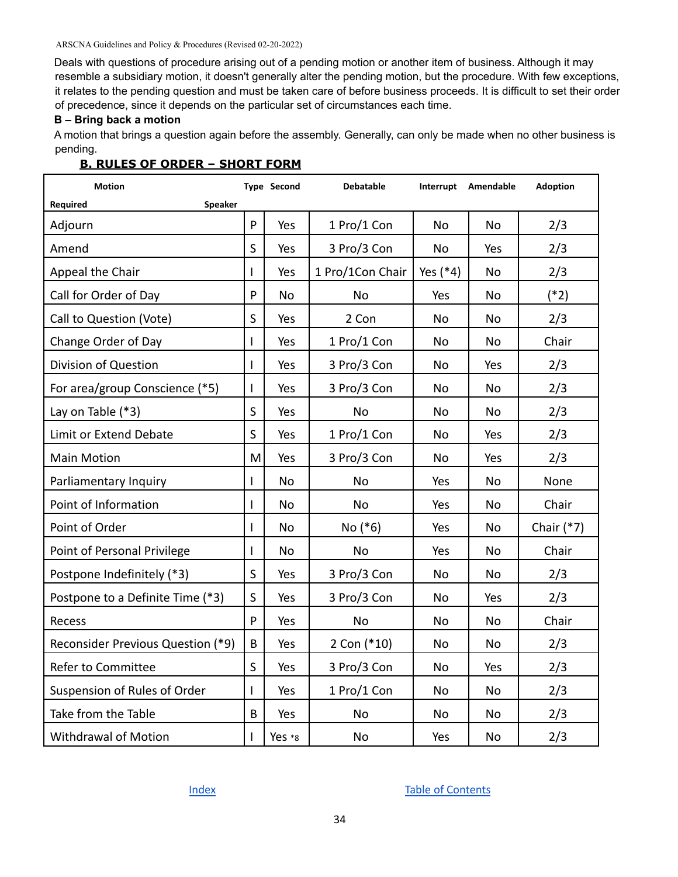Deals with questions of procedure arising out of a pending motion or another item of business. Although it may resemble a subsidiary motion, it doesn't generally alter the pending motion, but the procedure. With few exceptions, it relates to the pending question and must be taken care of before business proceeds. It is difficult to set their order of precedence, since it depends on the particular set of circumstances each time.

**B – Bring back a motion**

A motion that brings a question again before the assembly. Generally, can only be made when no other business is pending.

## B. RULES OF ORDER – SHORT FORM

| Motion Required | Type | Second | Debatable Speaker | Interrupt | Amendable | Adoption |
|---|---|---|---|---|---|---|
| Adjourn | P | Yes | 1 Pro/1 Con | No | No | 2/3 |
| Amend | S | Yes | 3 Pro/3 Con | No | Yes | 2/3 |
| Appeal the Chair | I | Yes | 1 Pro/1Con Chair | Yes (*4) | No | 2/3 |
| Call for Order of Day | P | No | No | Yes | No | (*2) |
| Call to Question (Vote) | S | Yes | 2 Con | No | No | 2/3 |
| Change Order of Day | I | Yes | 1 Pro/1 Con | No | No | Chair |
| Division of Question | I | Yes | 3 Pro/3 Con | No | Yes | 2/3 |
| For area/group Conscience (*5) | I | Yes | 3 Pro/3 Con | No | No | 2/3 |
| Lay on Table (*3) | S | Yes | No | No | No | 2/3 |
| Limit or Extend Debate | S | Yes | 1 Pro/1 Con | No | Yes | 2/3 |
| Main Motion | M | Yes | 3 Pro/3 Con | No | Yes | 2/3 |
| Parliamentary Inquiry | I | No | No | Yes | No | None |
| Point of Information | I | No | No | Yes | No | Chair |
| Point of Order | I | No | No (*6) | Yes | No | Chair (*7) |
| Point of Personal Privilege | I | No | No | Yes | No | Chair |
| Postpone Indefinitely (*3) | S | Yes | 3 Pro/3 Con | No | No | 2/3 |
| Postpone to a Definite Time (*3) | S | Yes | 3 Pro/3 Con | No | Yes | 2/3 |
| Recess | P | Yes | No | No | No | Chair |
| Reconsider Previous Question (*9) | B | Yes | 2 Con (*10) | No | No | 2/3 |
| Refer to Committee | S | Yes | 3 Pro/3 Con | No | Yes | 2/3 |
| Suspension of Rules of Order | I | Yes | 1 Pro/1 Con | No | No | 2/3 |
| Take from the Table | B | Yes | No | No | No | 2/3 |
| Withdrawal of Motion | I | Yes *8 | No | Yes | No | 2/3 |

[Index](#) [Table of Contents](#)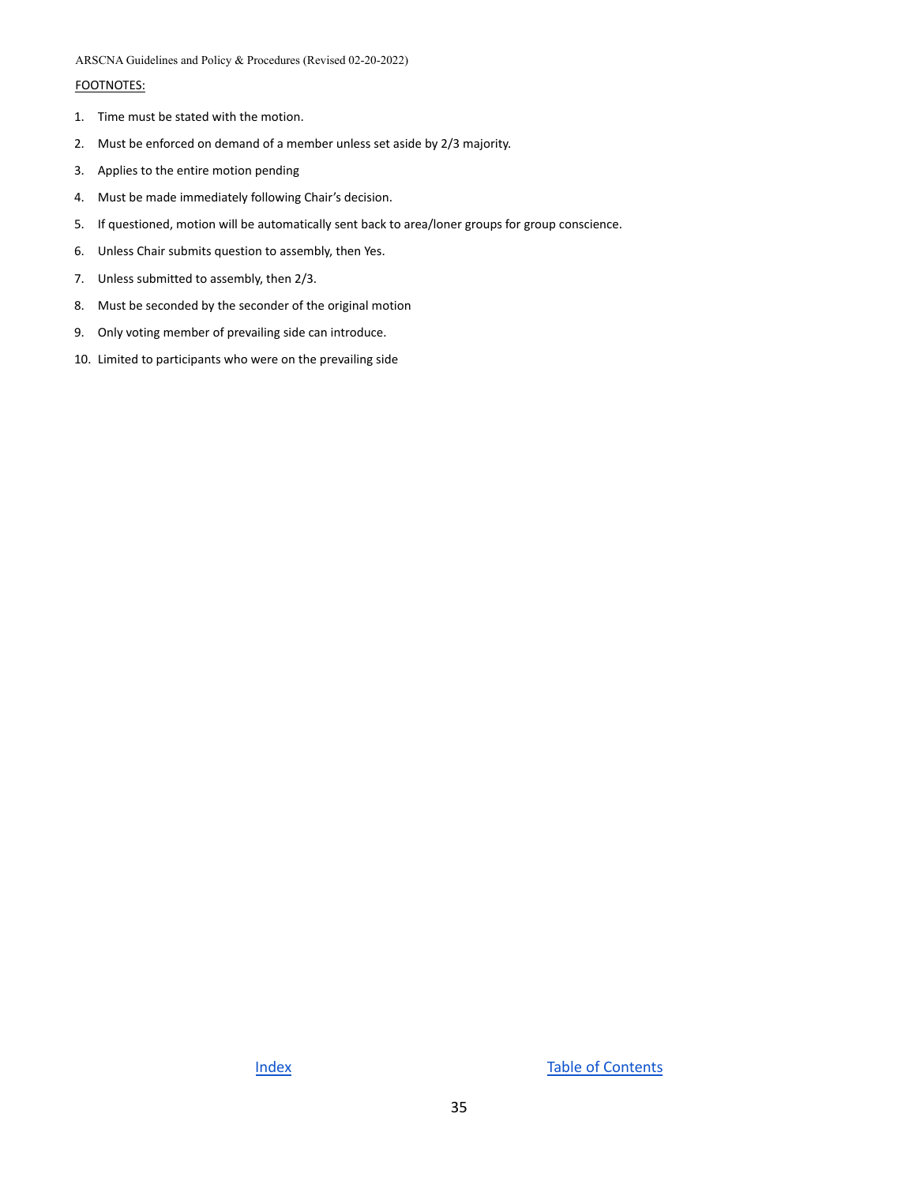FOOTNOTES:

1. Time must be stated with the motion.
2. Must be enforced on demand of a member unless set aside by 2/3 majority.
3. Applies to the entire motion pending
4. Must be made immediately following Chair's decision.
5. If questioned, motion will be automatically sent back to area/loner groups for group conscience.
6. Unless Chair submits question to assembly, then Yes.
7. Unless submitted to assembly, then 2/3.
8. Must be seconded by the seconder of the original motion
9. Only voting member of prevailing side can introduce.
10. Limited to participants who were on the prevailing side

Index Table of Contents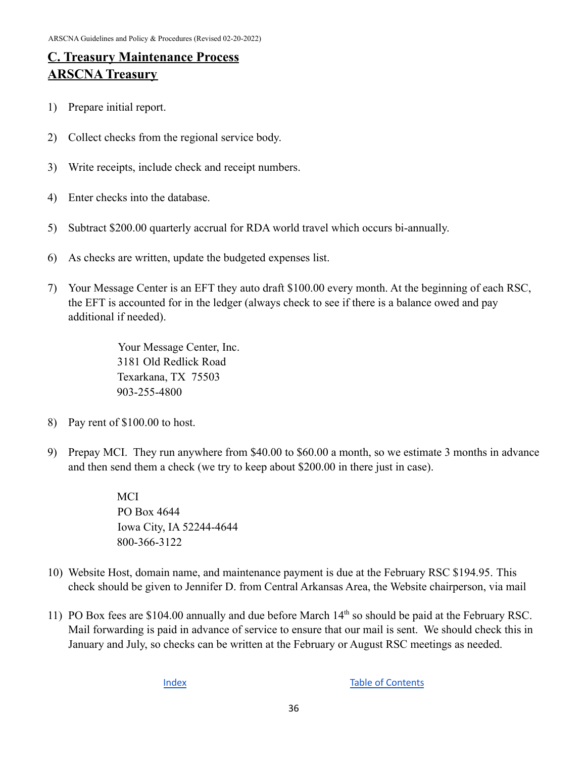## C. Treasury Maintenance Process
## ARSCNA Treasury

1) Prepare initial report.

2) Collect checks from the regional service body.

3) Write receipts, include check and receipt numbers.

4) Enter checks into the database.

5) Subtract $200.00 quarterly accrual for RDA world travel which occurs bi-annually.

6) As checks are written, update the budgeted expenses list.

7) Your Message Center is an EFT they auto draft $100.00 every month. At the beginning of each RSC, the EFT is accounted for in the ledger (always check to see if there is a balance owed and pay additional if needed).

   Your Message Center, Inc.
   3181 Old Redlick Road
   Texarkana, TX 75503
   903-255-4800

8) Pay rent of $100.00 to host.

9) Prepay MCI. They run anywhere from $40.00 to $60.00 a month, so we estimate 3 months in advance and then send them a check (we try to keep about $200.00 in there just in case).

   MCI
   PO Box 4644
   Iowa City, IA 52244-4644
   800-366-3122

10) Website Host, domain name, and maintenance payment is due at the February RSC $194.95. This check should be given to Jennifer D. from Central Arkansas Area, the Website chairperson, via mail

11) PO Box fees are $104.00 annually and due before March 14th so should be paid at the February RSC. Mail forwarding is paid in advance of service to ensure that our mail is sent. We should check this in January and July, so checks can be written at the February or August RSC meetings as needed.

Index　　　Table of Contents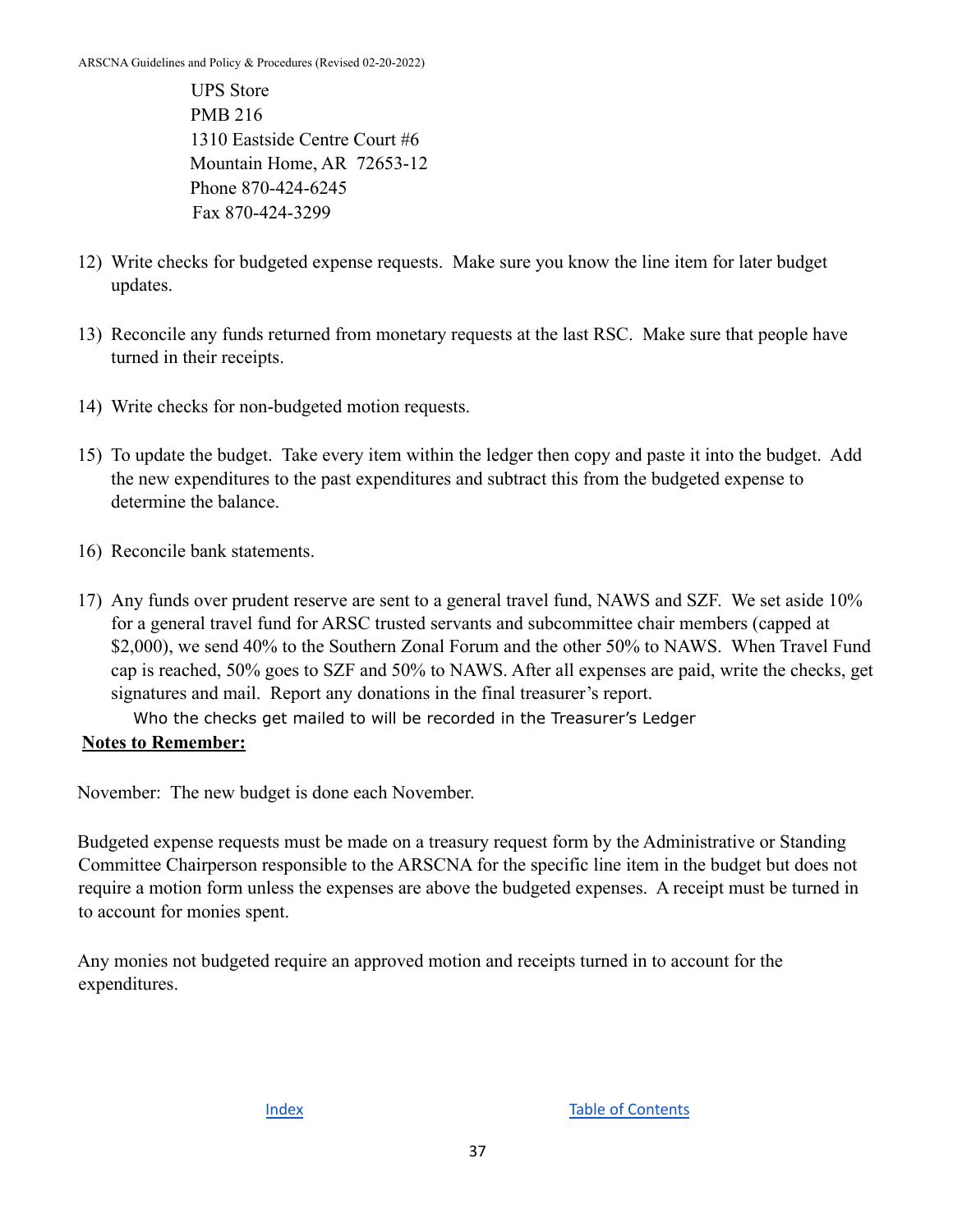UPS Store
PMB 216
1310 Eastside Centre Court #6
Mountain Home, AR 72653-12
Phone 870-424-6245
Fax 870-424-3299

12) Write checks for budgeted expense requests. Make sure you know the line item for later budget updates.

13) Reconcile any funds returned from monetary requests at the last RSC. Make sure that people have turned in their receipts.

14) Write checks for non-budgeted motion requests.

15) To update the budget. Take every item within the ledger then copy and paste it into the budget. Add the new expenditures to the past expenditures and subtract this from the budgeted expense to determine the balance.

16) Reconcile bank statements.

17) Any funds over prudent reserve are sent to a general travel fund, NAWS and SZF. We set aside 10% for a general travel fund for ARSC trusted servants and subcommittee chair members (capped at $2,000), we send 40% to the Southern Zonal Forum and the other 50% to NAWS. When Travel Fund cap is reached, 50% goes to SZF and 50% to NAWS. After all expenses are paid, write the checks, get signatures and mail. Report any donations in the final treasurer's report.
    Who the checks get mailed to will be recorded in the Treasurer's Ledger

**Notes to Remember:**

November: The new budget is done each November.

Budgeted expense requests must be made on a treasury request form by the Administrative or Standing Committee Chairperson responsible to the ARSCNA for the specific line item in the budget but does not require a motion form unless the expenses are above the budgeted expenses. A receipt must be turned in to account for monies spent.

Any monies not budgeted require an approved motion and receipts turned in to account for the expenditures.

Index　　　　　　　　Table of Contents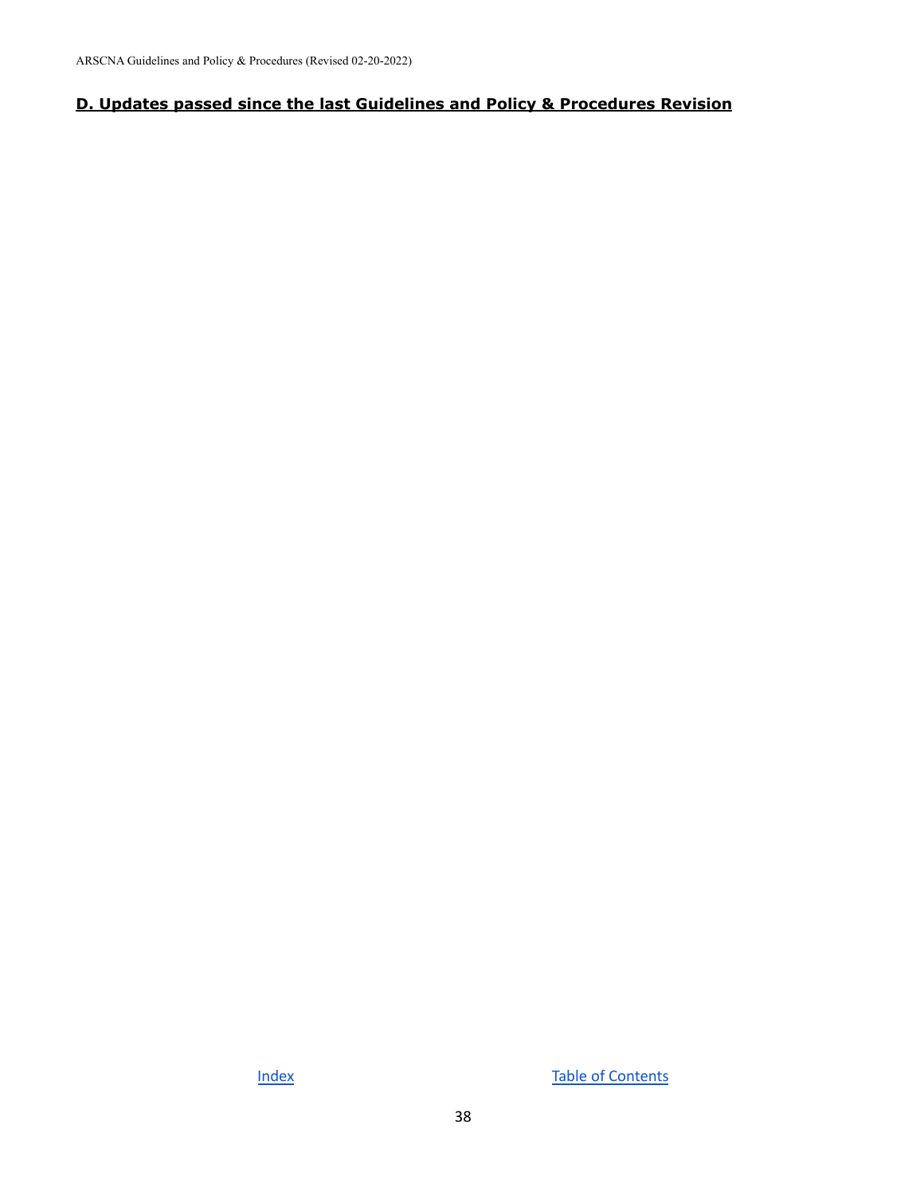## D. Updates passed since the last Guidelines and Policy & Procedures Revision

[Index](#) [Table of Contents](#)